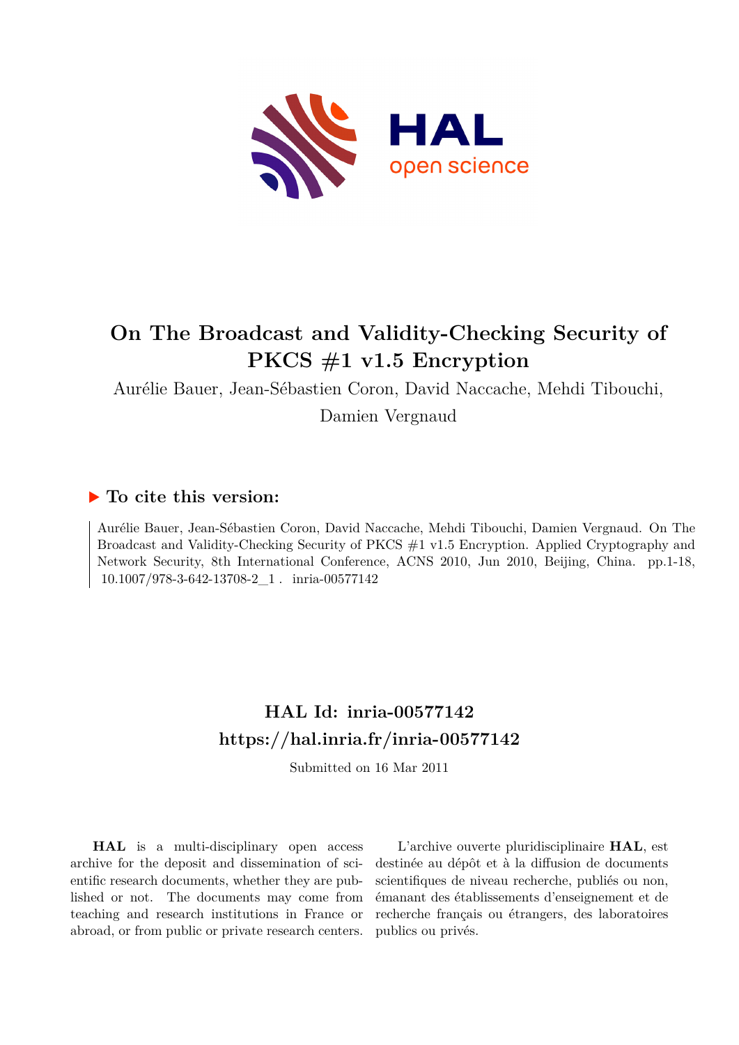# On The Broadcast and Validity-Checking Security of PKCS #1 v1.5 Encryption

Aurélie Bauer, Jean-Sébastien Coron, David Naccache, Mehdi Tibouchi, Damien Vergnaud

## ▶ To cite this version:

Aurélie Bauer, Jean-Sébastien Coron, David Naccache, Mehdi Tibouchi, Damien Vergnaud. On The Broadcast and Validity-Checking Security of PKCS #1 v1.5 Encryption. Applied Cryptography and Network Security, 8th International Conference, ACNS 2010, Jun 2010, Beijing, China. pp.1-18, 10.1007/978-3-642-13708-2_1 . inria-00577142

## HAL Id: inria-00577142
## https://hal.inria.fr/inria-00577142

Submitted on 16 Mar 2011

**HAL** is a multi-disciplinary open access archive for the deposit and dissemination of scientific research documents, whether they are published or not. The documents may come from teaching and research institutions in France or abroad, or from public or private research centers.

L'archive ouverte pluridisciplinaire **HAL**, est destinée au dépôt et à la diffusion de documents scientifiques de niveau recherche, publiés ou non, émanant des établissements d'enseignement et de recherche français ou étrangers, des laboratoires publics ou privés.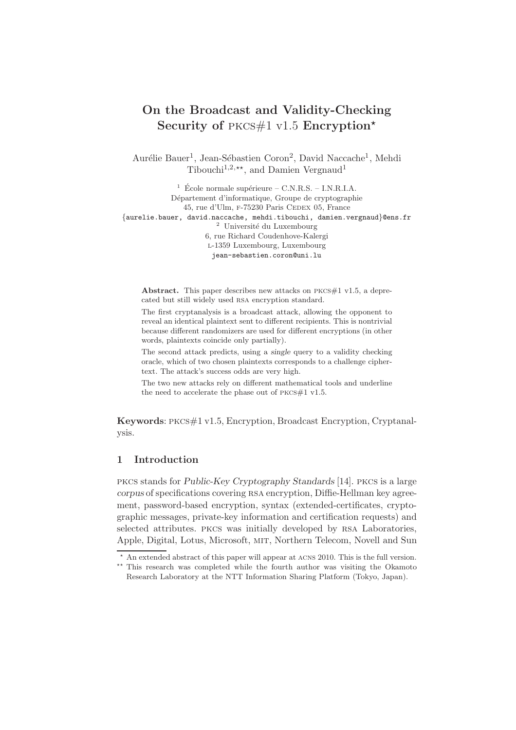# On the Broadcast and Validity-Checking Security of PKCS#1 v1.5 Encryption*

Aurélie Bauer[1], Jean-Sébastien Coron[2], David Naccache[1], Mehdi Tibouchi[1,2,**], and Damien Vergnaud[1]

[1] École normale supérieure – C.N.R.S. – I.N.R.I.A.  
Département d'informatique, Groupe de cryptographie  
45, rue d'Ulm, F-75230 Paris CEDEX 05, France  
{aurelie.bauer, david.naccache, mehdi.tibouchi, damien.vergnaud}@ens.fr  
[2] Université du Luxembourg  
6, rue Richard Coudenhove-Kalergi  
L-1359 Luxembourg, Luxembourg  
jean-sebastien.coron@uni.lu

**Abstract.** This paper describes new attacks on PKCS#1 v1.5, a deprecated but still widely used RSA encryption standard.

The first cryptanalysis is a broadcast attack, allowing the opponent to reveal an identical plaintext sent to different recipients. This is nontrivial because different randomizers are used for different encryptions (in other words, plaintexts coincide only partially).

The second attack predicts, using a *single* query to a validity checking oracle, which of two chosen plaintexts corresponds to a challenge ciphertext. The attack's success odds are very high.

The two new attacks rely on different mathematical tools and underline the need to accelerate the phase out of PKCS#1 v1.5.

**Keywords**: PKCS#1 v1.5, Encryption, Broadcast Encryption, Cryptanalysis.

## 1 Introduction

PKCS stands for *Public-Key Cryptography Standards* [14]. PKCS is a large *corpus* of specifications covering RSA encryption, Diffie-Hellman key agreement, password-based encryption, syntax (extended-certificates, cryptographic messages, private-key information and certification requests) and selected attributes. PKCS was initially developed by RSA Laboratories, Apple, Digital, Lotus, Microsoft, MIT, Northern Telecom, Novell and Sun

* An extended abstract of this paper will appear at ACNS 2010. This is the full version.

** This research was completed while the fourth author was visiting the Okamoto Research Laboratory at the NTT Information Sharing Platform (Tokyo, Japan).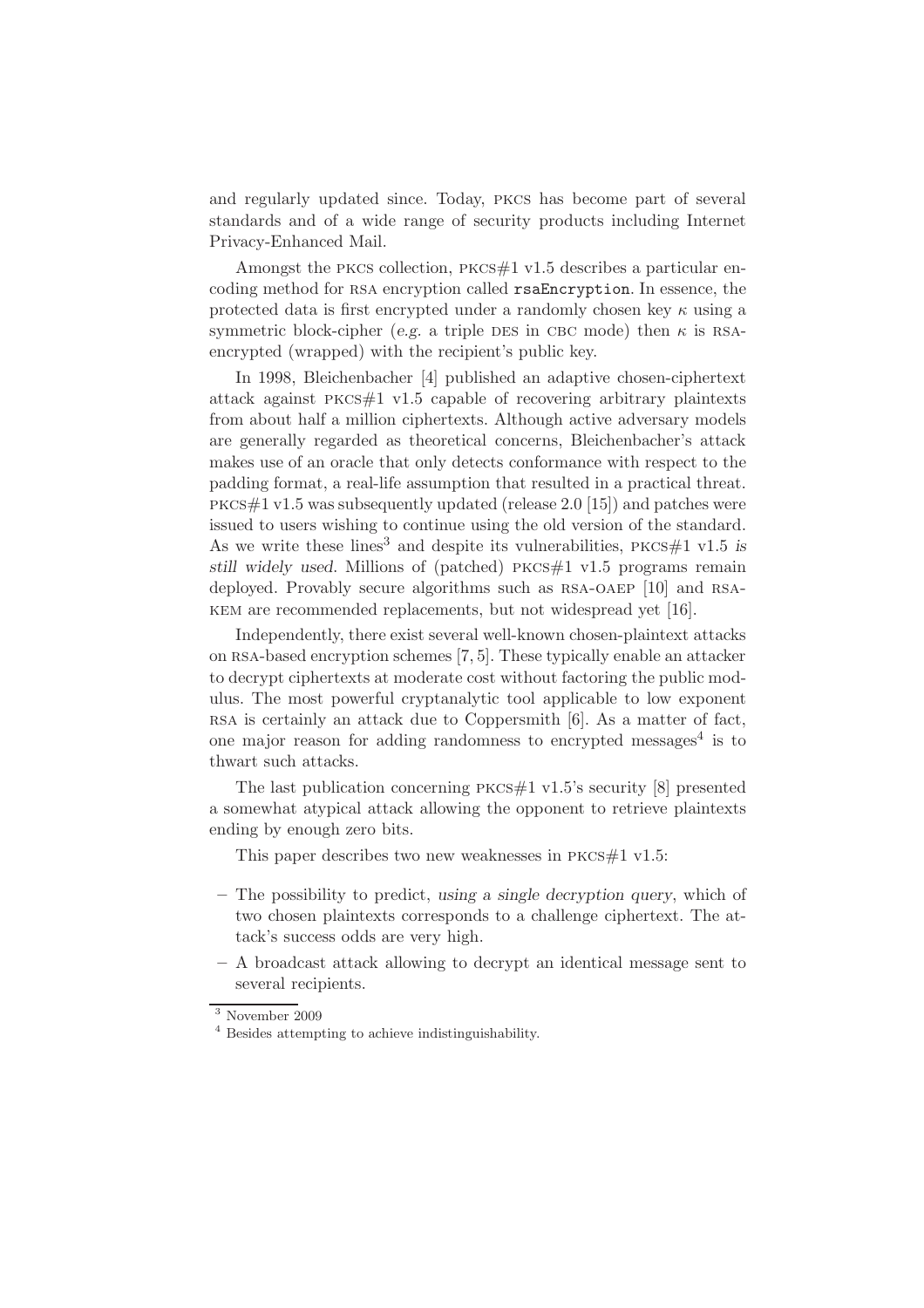and regularly updated since. Today, PKCS has become part of several standards and of a wide range of security products including Internet Privacy-Enhanced Mail.

Amongst the PKCS collection, PKCS#1 v1.5 describes a particular encoding method for RSA encryption called `rsaEncryption`. In essence, the protected data is first encrypted under a randomly chosen key $\kappa$ using a symmetric block-cipher (*e.g.* a triple DES in CBC mode) then $\kappa$ is RSA-encrypted (wrapped) with the recipient's public key.

In 1998, Bleichenbacher [4] published an adaptive chosen-ciphertext attack against PKCS#1 v1.5 capable of recovering arbitrary plaintexts from about half a million ciphertexts. Although active adversary models are generally regarded as theoretical concerns, Bleichenbacher's attack makes use of an oracle that only detects conformance with respect to the padding format, a real-life assumption that resulted in a practical threat. PKCS#1 v1.5 was subsequently updated (release 2.0 [15]) and patches were issued to users wishing to continue using the old version of the standard. As we write these lines[3] and despite its vulnerabilities, PKCS#1 v1.5 *is still widely used*. Millions of (patched) PKCS#1 v1.5 programs remain deployed. Provably secure algorithms such as RSA-OAEP [10] and RSA-KEM are recommended replacements, but not widespread yet [16].

Independently, there exist several well-known chosen-plaintext attacks on RSA-based encryption schemes [7, 5]. These typically enable an attacker to decrypt ciphertexts at moderate cost without factoring the public modulus. The most powerful cryptanalytic tool applicable to low exponent RSA is certainly an attack due to Coppersmith [6]. As a matter of fact, one major reason for adding randomness to encrypted messages[4] is to thwart such attacks.

The last publication concerning PKCS#1 v1.5's security [8] presented a somewhat atypical attack allowing the opponent to retrieve plaintexts ending by enough zero bits.

This paper describes two new weaknesses in PKCS#1 v1.5:

- The possibility to predict, *using a single decryption query*, which of two chosen plaintexts corresponds to a challenge ciphertext. The attack's success odds are very high.
- A broadcast attack allowing to decrypt an identical message sent to several recipients.

[3] November 2009

[4] Besides attempting to achieve indistinguishability.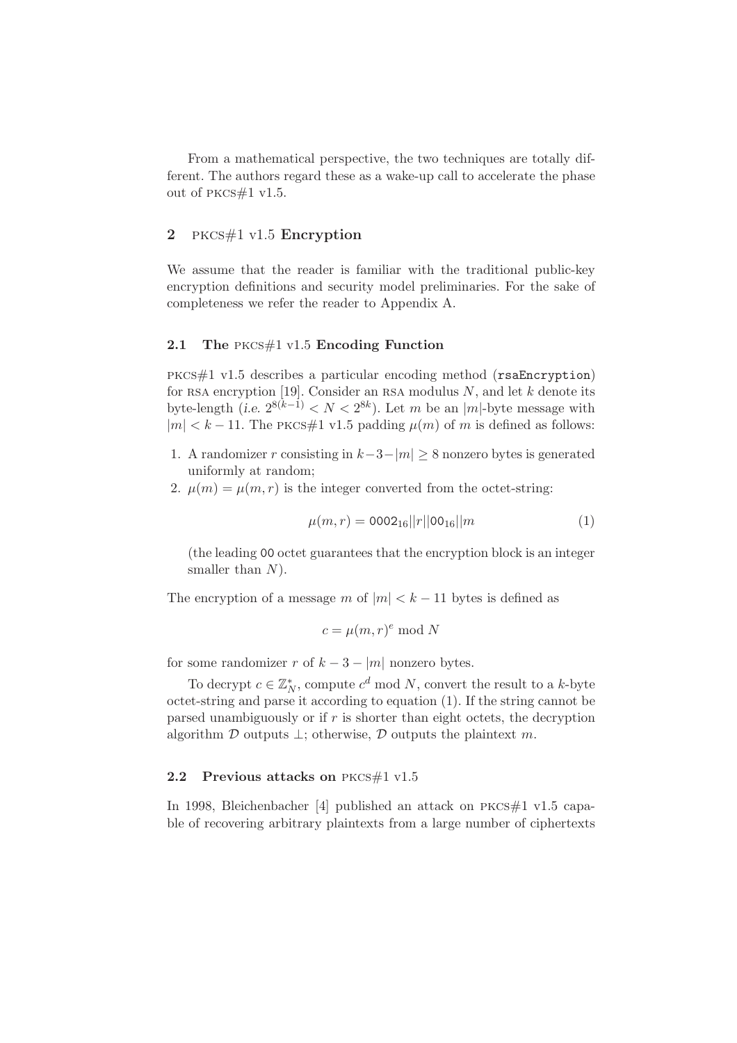From a mathematical perspective, the two techniques are totally different. The authors regard these as a wake-up call to accelerate the phase out of PKCS#1 v1.5.

## 2 PKCS#1 v1.5 Encryption

We assume that the reader is familiar with the traditional public-key encryption definitions and security model preliminaries. For the sake of completeness we refer the reader to Appendix A.

### 2.1 The PKCS#1 v1.5 Encoding Function

PKCS#1 v1.5 describes a particular encoding method (`rsaEncryption`) for RSA encryption [19]. Consider an RSA modulus $N$, and let $k$ denote its byte-length (*i.e.* $2^{8(k-1)} < N < 2^{8k}$). Let $m$ be an $|m|$-byte message with $|m| < k - 11$. The PKCS#1 v1.5 padding $\mu(m)$ of $m$ is defined as follows:

1. A randomizer $r$ consisting in $k-3-|m| \geq 8$ nonzero bytes is generated uniformly at random;
2. $\mu(m) = \mu(m, r)$ is the integer converted from the octet-string:

$$\mu(m, r) = \mathtt{0002}_{16} || r || \mathtt{00}_{16} || m \tag{1}$$

   (the leading `00` octet guarantees that the encryption block is an integer smaller than $N$).

The encryption of a message $m$ of $|m| < k - 11$ bytes is defined as

$$c = \mu(m, r)^e \bmod N$$

for some randomizer $r$ of $k - 3 - |m|$ nonzero bytes.

To decrypt $c \in \mathbb{Z}_N^*$, compute $c^d \bmod N$, convert the result to a $k$-byte octet-string and parse it according to equation (1). If the string cannot be parsed unambiguously or if $r$ is shorter than eight octets, the decryption algorithm $\mathcal{D}$ outputs $\perp$; otherwise, $\mathcal{D}$ outputs the plaintext $m$.

### 2.2 Previous attacks on PKCS#1 v1.5

In 1998, Bleichenbacher [4] published an attack on PKCS#1 v1.5 capable of recovering arbitrary plaintexts from a large number of ciphertexts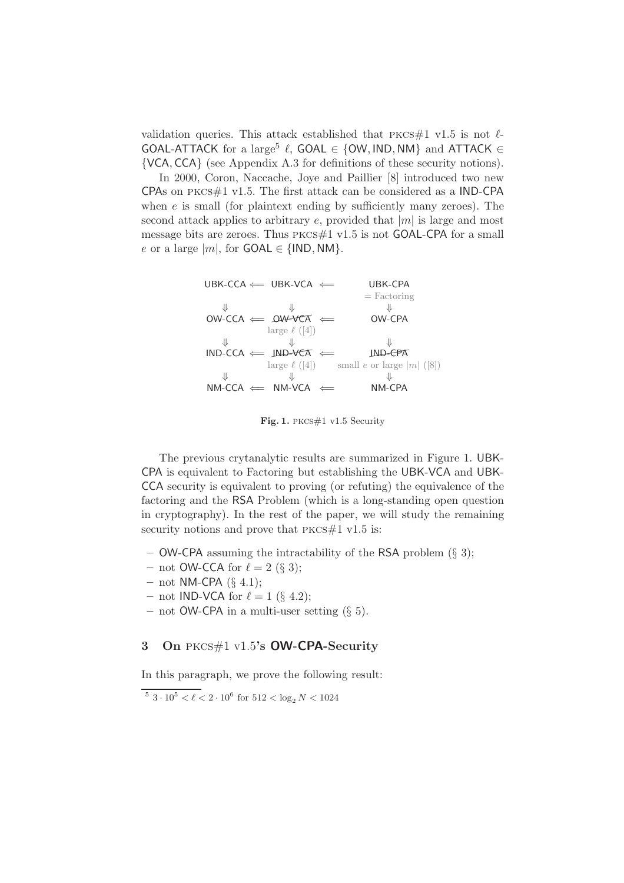validation queries. This attack established that PKCS#1 v1.5 is not $\ell$-GOAL-ATTACK for a large[5] $\ell$, GOAL $\in$ {OW, IND, NM} and ATTACK $\in$ {VCA, CCA} (see Appendix A.3 for definitions of these security notions).

In 2000, Coron, Naccache, Joye and Paillier [8] introduced two new CPAs on PKCS#1 v1.5. The first attack can be considered as a IND-CPA when $e$ is small (for plaintext ending by sufficiently many zeroes). The second attack applies to arbitrary $e$, provided that $|m|$ is large and most message bits are zeroes. Thus PKCS#1 v1.5 is not GOAL-CPA for a small $e$ or a large $|m|$, for GOAL $\in$ {IND, NM}.

$$
\begin{array}{ccccc}
\text{UBK-CCA} & \Longleftarrow & \text{UBK-VCA} & \Longleftarrow & \text{UBK-CPA} \\
 & & & & = \text{Factoring} \\
\Downarrow & & \Downarrow & & \Downarrow \\
\text{OW-CCA} & \Longleftarrow & \not\text{OW-VCA} & \Longleftarrow & \text{OW-CPA} \\
 & & \text{large } \ell \text{ ([4])} & & \\
\Downarrow & & \Downarrow & & \Downarrow \\
\text{IND-CCA} & \Longleftarrow & \not\text{IND-VCA} & \Longleftarrow & \not\text{IND-CPA} \\
 & & \text{large } \ell \text{ ([4])} & & \text{small } e \text{ or large } |m| \text{ ([8])} \\
\Downarrow & & \Downarrow & & \Downarrow \\
\text{NM-CCA} & \Longleftarrow & \text{NM-VCA} & \Longleftarrow & \text{NM-CPA}
\end{array}
$$

**Fig. 1.** PKCS#1 v1.5 Security

The previous crytanalytic results are summarized in Figure 1. UBK-CPA is equivalent to Factoring but establishing the UBK-VCA and UBK-CCA security is equivalent to proving (or refuting) the equivalence of the factoring and the RSA Problem (which is a long-standing open question in cryptography). In the rest of the paper, we will study the remaining security notions and prove that PKCS#1 v1.5 is:

- OW-CPA assuming the intractability of the RSA problem (§ 3);
- not OW-CCA for $\ell = 2$ (§ 3);
- not NM-CPA (§ 4.1);
- not IND-VCA for $\ell = 1$ (§ 4.2);
- not OW-CPA in a multi-user setting (§ 5).

## 3 On PKCS#1 v1.5's OW-CPA-Security

In this paragraph, we prove the following result:

[5] $3 \cdot 10^5 < \ell < 2 \cdot 10^6$ for $512 < \log_2 N < 1024$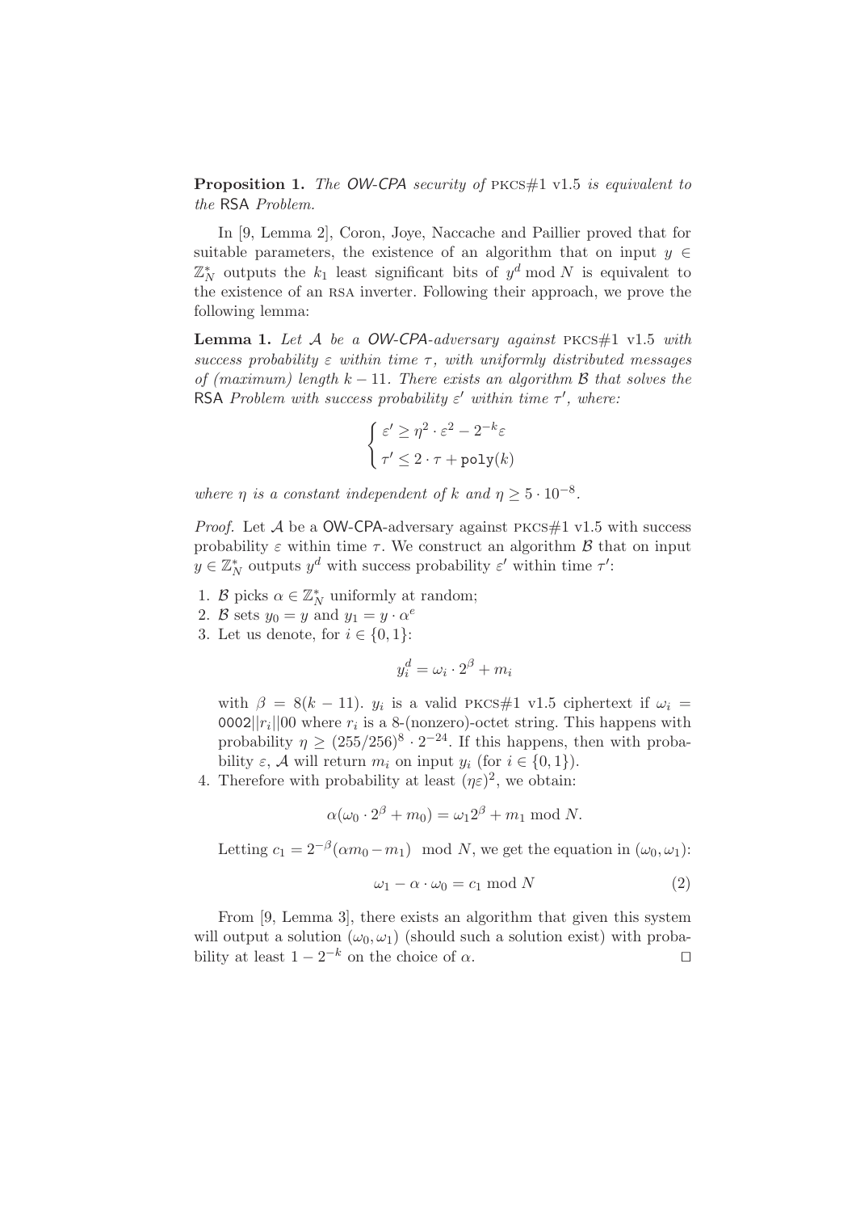**Proposition 1.** *The OW-CPA security of* PKCS#1 v1.5 *is equivalent to the* RSA *Problem.*

In [9, Lemma 2], Coron, Joye, Naccache and Paillier proved that for suitable parameters, the existence of an algorithm that on input $y \in \mathbb{Z}_N^*$ outputs the $k_1$ least significant bits of $y^d \bmod N$ is equivalent to the existence of an RSA inverter. Following their approach, we prove the following lemma:

**Lemma 1.** *Let $\mathcal{A}$ be a OW-CPA-adversary against* PKCS#1 v1.5 *with success probability $\varepsilon$ within time $\tau$, with uniformly distributed messages of (maximum) length $k - 11$. There exists an algorithm $\mathcal{B}$ that solves the* RSA *Problem with success probability $\varepsilon'$ within time $\tau'$, where:*

$$\begin{cases} \varepsilon' \geq \eta^2 \cdot \varepsilon^2 - 2^{-k}\varepsilon \\ \tau' \leq 2 \cdot \tau + \texttt{poly}(k) \end{cases}$$

*where $\eta$ is a constant independent of $k$ and $\eta \geq 5 \cdot 10^{-8}$.*

*Proof.* Let $\mathcal{A}$ be a OW-CPA-adversary against PKCS#1 v1.5 with success probability $\varepsilon$ within time $\tau$. We construct an algorithm $\mathcal{B}$ that on input $y \in \mathbb{Z}_N^*$ outputs $y^d$ with success probability $\varepsilon'$ within time $\tau'$:

1. $\mathcal{B}$ picks $\alpha \in \mathbb{Z}_N^*$ uniformly at random;
2. $\mathcal{B}$ sets $y_0 = y$ and $y_1 = y \cdot \alpha^e$
3. Let us denote, for $i \in \{0, 1\}$:

$$y_i^d = \omega_i \cdot 2^\beta + m_i$$

   with $\beta = 8(k - 11)$. $y_i$ is a valid PKCS#1 v1.5 ciphertext if $\omega_i = \texttt{0002}||r_i||00$ where $r_i$ is a 8-(nonzero)-octet string. This happens with probability $\eta \geq (255/256)^8 \cdot 2^{-24}$. If this happens, then with probability $\varepsilon$, $\mathcal{A}$ will return $m_i$ on input $y_i$ (for $i \in \{0, 1\}$).
4. Therefore with probability at least $(\eta\varepsilon)^2$, we obtain:

$$\alpha(\omega_0 \cdot 2^\beta + m_0) = \omega_1 2^\beta + m_1 \bmod N.$$

   Letting $c_1 = 2^{-\beta}(\alpha m_0 - m_1) \mod N$, we get the equation in $(\omega_0, \omega_1)$:

$$\omega_1 - \alpha \cdot \omega_0 = c_1 \bmod N \tag{2}$$

From [9, Lemma 3], there exists an algorithm that given this system will output a solution $(\omega_0, \omega_1)$ (should such a solution exist) with probability at least $1 - 2^{-k}$ on the choice of $\alpha$. □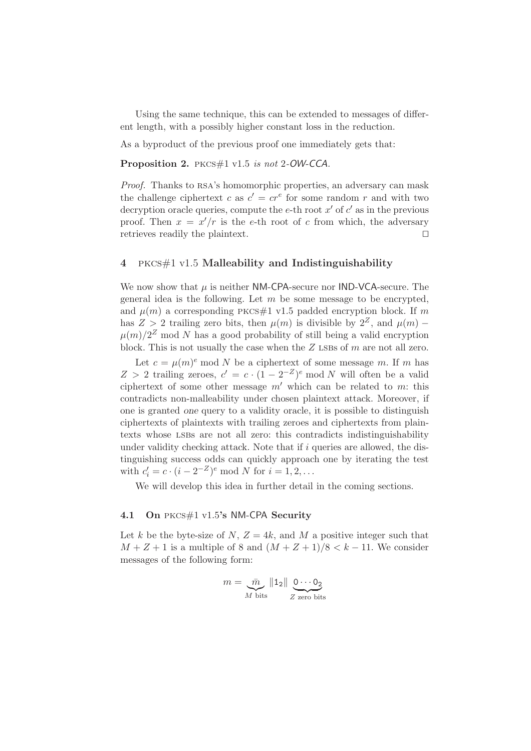Using the same technique, this can be extended to messages of different length, with a possibly higher constant loss in the reduction.

As a byproduct of the previous proof one immediately gets that:

**Proposition 2.** PKCS#1 v1.5 *is not* 2-*OW-CCA*.

*Proof.* Thanks to RSA's homomorphic properties, an adversary can mask the challenge ciphertext $c$ as $c' = cr^e$ for some random $r$ and with two decryption oracle queries, compute the $e$-th root $x'$ of $c'$ as in the previous proof. Then $x = x'/r$ is the $e$-th root of $c$ from which, the adversary retrieves readily the plaintext. □

## 4 PKCS#1 v1.5 Malleability and Indistinguishability

We now show that $\mu$ is neither NM-CPA-secure nor IND-VCA-secure. The general idea is the following. Let $m$ be some message to be encrypted, and $\mu(m)$ a corresponding PKCS#1 v1.5 padded encryption block. If $m$ has $Z > 2$ trailing zero bits, then $\mu(m)$ is divisible by $2^Z$, and $\mu(m) - \mu(m)/2^Z \bmod N$ has a good probability of still being a valid encryption block. This is not usually the case when the $Z$ LSBs of $m$ are not all zero.

Let $c = \mu(m)^e \bmod N$ be a ciphertext of some message $m$. If $m$ has $Z > 2$ trailing zeroes, $c' = c \cdot (1 - 2^{-Z})^e \bmod N$ will often be a valid ciphertext of some other message $m'$ which can be related to $m$: this contradicts non-malleability under chosen plaintext attack. Moreover, if one is granted *one* query to a validity oracle, it is possible to distinguish ciphertexts of plaintexts with trailing zeroes and ciphertexts from plaintexts whose LSBs are not all zero: this contradicts indistinguishability under validity checking attack. Note that if $i$ queries are allowed, the distinguishing success odds can quickly approach one by iterating the test with $c'_i = c \cdot (i - 2^{-Z})^e \bmod N$ for $i = 1, 2, \ldots$

We will develop this idea in further detail in the coming sections.

### 4.1 On PKCS#1 v1.5's NM-CPA Security

Let $k$ be the byte-size of $N$, $Z = 4k$, and $M$ a positive integer such that $M + Z + 1$ is a multiple of 8 and $(M + Z + 1)/8 < k - 11$. We consider messages of the following form:

$$m = \underbrace{\bar{m}}_{M \text{ bits}} \| 1_2 \| \underbrace{0 \cdots 0_2}_{Z \text{ zero bits}}$$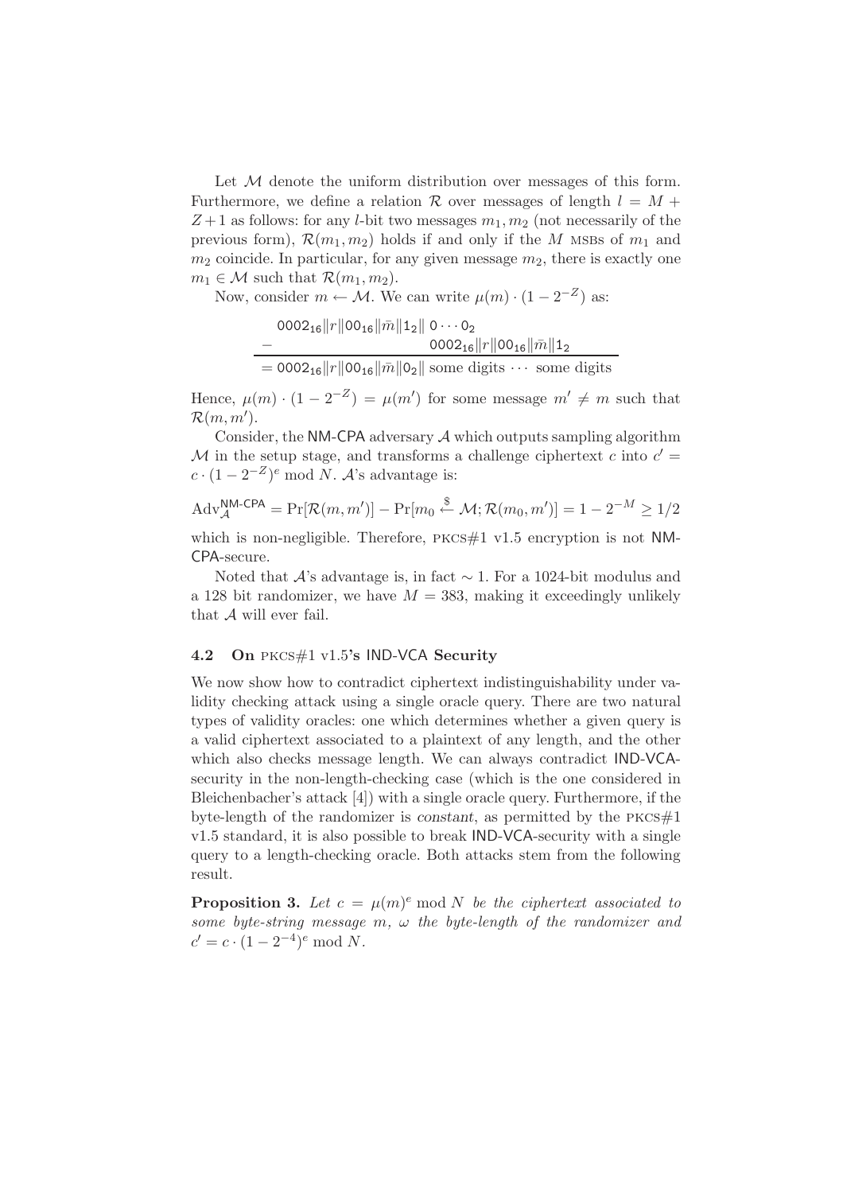Let $\mathcal{M}$ denote the uniform distribution over messages of this form. Furthermore, we define a relation $\mathcal{R}$ over messages of length $l = M + Z + 1$ as follows: for any $l$-bit two messages $m_1, m_2$ (not necessarily of the previous form), $\mathcal{R}(m_1, m_2)$ holds if and only if the $M$ MSBs of $m_1$ and $m_2$ coincide. In particular, for any given message $m_2$, there is exactly one $m_1 \in \mathcal{M}$ such that $\mathcal{R}(m_1, m_2)$.

Now, consider $m \leftarrow \mathcal{M}$. We can write $\mu(m) \cdot (1 - 2^{-Z})$ as:

$$
\begin{array}{rl}
 & \mathsf{0002_{16}} \| r \| \mathsf{00_{16}} \| \bar{m} \| \mathsf{1_2} \| \ \mathsf{0} \cdots \mathsf{0_2} \\
- & \qquad\qquad\qquad \mathsf{0002_{16}} \| r \| \mathsf{00_{16}} \| \bar{m} \| \mathsf{1_2} \\
\hline
= & \mathsf{0002_{16}} \| r \| \mathsf{00_{16}} \| \bar{m} \| \mathsf{0_2} \| \text{ some digits } \cdots \text{ some digits}
\end{array}
$$

Hence, $\mu(m) \cdot (1 - 2^{-Z}) = \mu(m')$ for some message $m' \neq m$ such that $\mathcal{R}(m, m')$.

Consider, the NM-CPA adversary $\mathcal{A}$ which outputs sampling algorithm $\mathcal{M}$ in the setup stage, and transforms a challenge ciphertext $c$ into $c' = c \cdot (1 - 2^{-Z})^e \bmod N$. $\mathcal{A}$'s advantage is:

$$
\mathrm{Adv}_{\mathcal{A}}^{\mathsf{NM\text{-}CPA}} = \Pr[\mathcal{R}(m, m')] - \Pr[m_0 \xleftarrow{\$} \mathcal{M}; \mathcal{R}(m_0, m')] = 1 - 2^{-M} \geq 1/2
$$

which is non-negligible. Therefore, PKCS#1 v1.5 encryption is not NM-CPA-secure.

Noted that $\mathcal{A}$'s advantage is, in fact $\sim 1$. For a 1024-bit modulus and a 128 bit randomizer, we have $M = 383$, making it exceedingly unlikely that $\mathcal{A}$ will ever fail.

### 4.2 On PKCS#1 v1.5's IND-VCA Security

We now show how to contradict ciphertext indistinguishability under validity checking attack using a single oracle query. There are two natural types of validity oracles: one which determines whether a given query is a valid ciphertext associated to a plaintext of any length, and the other which also checks message length. We can always contradict IND-VCA-security in the non-length-checking case (which is the one considered in Bleichenbacher's attack [4]) with a single oracle query. Furthermore, if the byte-length of the randomizer is *constant*, as permitted by the PKCS#1 v1.5 standard, it is also possible to break IND-VCA-security with a single query to a length-checking oracle. Both attacks stem from the following result.

**Proposition 3.** *Let $c = \mu(m)^e \bmod N$ be the ciphertext associated to some byte-string message $m$, $\omega$ the byte-length of the randomizer and $c' = c \cdot (1 - 2^{-4})^e \bmod N$.*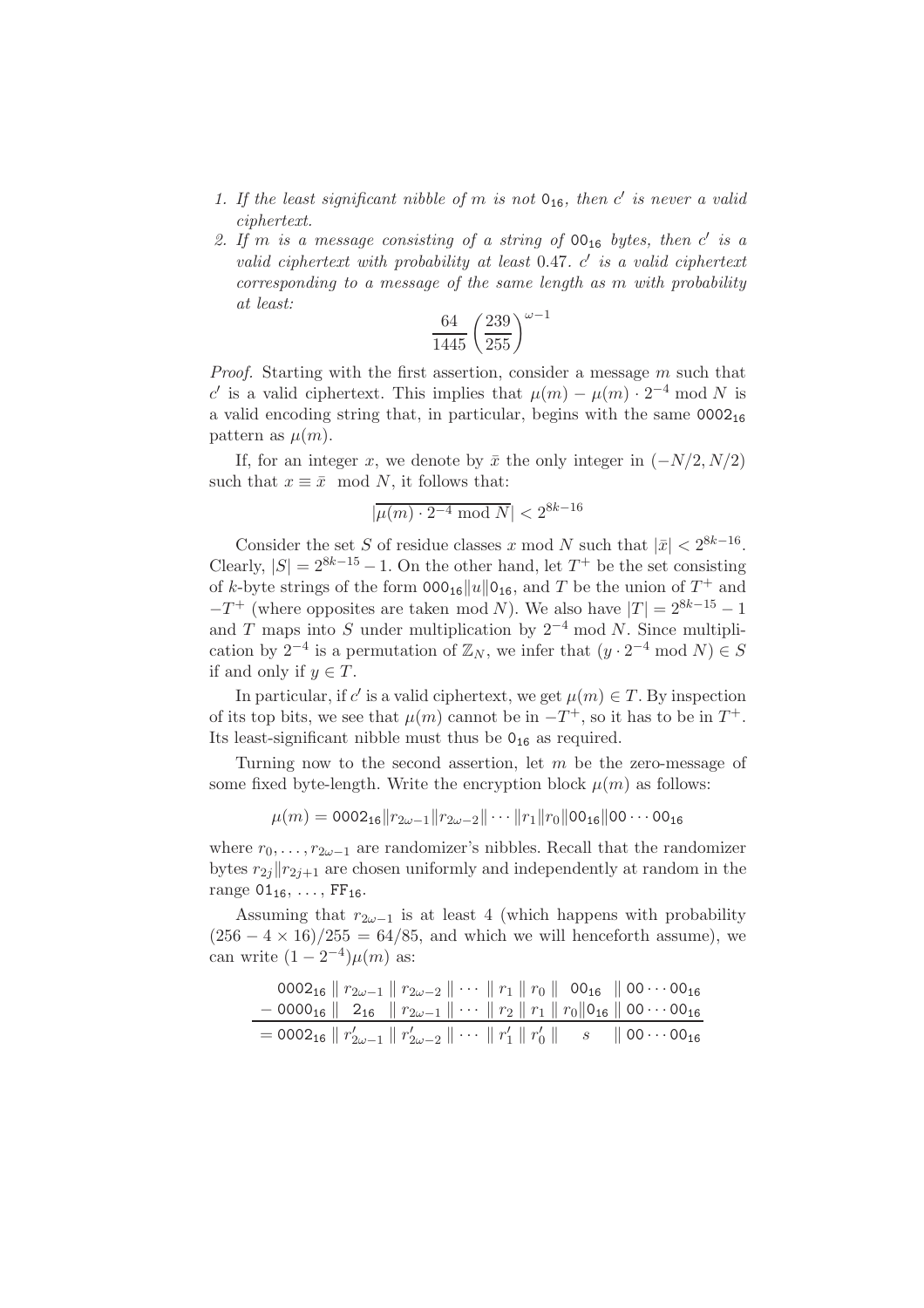1. *If the least significant nibble of $m$ is not $\mathsf{0}_{16}$, then $c'$ is never a valid ciphertext.*
2. *If $m$ is a message consisting of a string of $\mathsf{00}_{16}$ bytes, then $c'$ is a valid ciphertext with probability at least 0.47. $c'$ is a valid ciphertext corresponding to a message of the same length as $m$ with probability at least:*

$$\frac{64}{1445}\left(\frac{239}{255}\right)^{\omega-1}$$

*Proof.* Starting with the first assertion, consider a message $m$ such that $c'$ is a valid ciphertext. This implies that $\mu(m) - \mu(m) \cdot 2^{-4} \bmod N$ is a valid encoding string that, in particular, begins with the same $\mathsf{0002}_{16}$ pattern as $\mu(m)$.

If, for an integer $x$, we denote by $\bar{x}$ the only integer in $(-N/2, N/2)$ such that $x \equiv \bar{x} \mod N$, it follows that:

$$|\overline{\mu(m) \cdot 2^{-4} \bmod N}| < 2^{8k-16}$$

Consider the set $S$ of residue classes $x \bmod N$ such that $|\bar{x}| < 2^{8k-16}$. Clearly, $|S| = 2^{8k-15} - 1$. On the other hand, let $T^+$ be the set consisting of $k$-byte strings of the form $\mathsf{000}_{16}\|u\|\mathsf{0}_{16}$, and $T$ be the union of $T^+$ and $-T^+$ (where opposites are taken mod $N$). We also have $|T| = 2^{8k-15} - 1$ and $T$ maps into $S$ under multiplication by $2^{-4} \bmod N$. Since multiplication by $2^{-4}$ is a permutation of $\mathbb{Z}_N$, we infer that $(y \cdot 2^{-4} \bmod N) \in S$ if and only if $y \in T$.

In particular, if $c'$ is a valid ciphertext, we get $\mu(m) \in T$. By inspection of its top bits, we see that $\mu(m)$ cannot be in $-T^+$, so it has to be in $T^+$. Its least-significant nibble must thus be $\mathsf{0}_{16}$ as required.

Turning now to the second assertion, let $m$ be the zero-message of some fixed byte-length. Write the encryption block $\mu(m)$ as follows:

$$\mu(m) = \mathsf{0002}_{16}\|r_{2\omega-1}\|r_{2\omega-2}\|\cdots\|r_1\|r_0\|\mathsf{00}_{16}\|\mathsf{00}\cdots\mathsf{00}_{16}$$

where $r_0, \ldots, r_{2\omega-1}$ are randomizer's nibbles. Recall that the randomizer bytes $r_{2j}\|r_{2j+1}$ are chosen uniformly and independently at random in the range $\mathsf{01}_{16}, \ldots, \mathsf{FF}_{16}$.

Assuming that $r_{2\omega-1}$ is at least 4 (which happens with probability $(256 - 4 \times 16)/255 = 64/85$, and which we will henceforth assume), we can write $(1 - 2^{-4})\mu(m)$ as:

$$\begin{array}{r}
\mathsf{0002}_{16} \,\|\, r_{2\omega-1} \,\|\, r_{2\omega-2} \,\|\, \cdots \,\|\, r_1 \,\|\, r_0 \,\|\, \;\;\mathsf{00}_{16}\;\; \,\|\, \mathsf{00}\cdots\mathsf{00}_{16} \\
-\;\mathsf{0000}_{16} \,\|\; \;\;\mathsf{2}_{16}\;\; \,\|\, r_{2\omega-1} \,\|\, \cdots \,\|\, r_2 \,\|\, r_1 \,\|\, r_0\|\mathsf{0}_{16} \,\|\, \mathsf{00}\cdots\mathsf{00}_{16} \\
\hline
=\mathsf{0002}_{16} \,\|\, r'_{2\omega-1} \,\|\, r'_{2\omega-2} \,\|\, \cdots \,\|\, r'_1 \,\|\, r'_0 \,\|\, \quad s \quad \,\|\, \mathsf{00}\cdots\mathsf{00}_{16}
\end{array}$$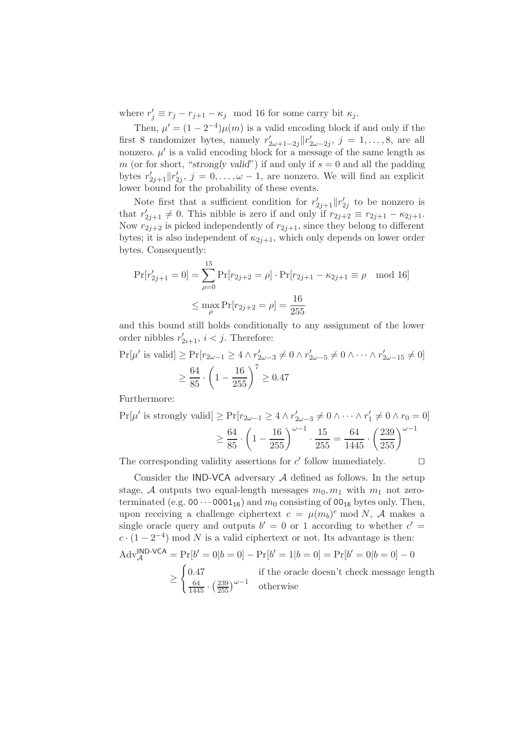where $r'_j \equiv r_j - r_{j+1} - \kappa_j \mod 16$ for some carry bit $\kappa_j$.

Then, $\mu' = (1 - 2^{-4})\mu(m)$ is a valid encoding block if and only if the first 8 randomizer bytes, namely $r'_{2\omega+1-2j} \| r'_{2\omega-2j}$, $j = 1, \ldots, 8$, are all nonzero. $\mu'$ is a valid encoding block for a message of the same length as $m$ (or for short, "*strongly valid*") if and only if $s = 0$ and all the padding bytes $r'_{2j+1} \| r'_{2j}$, $j = 0, \ldots, \omega - 1$, are nonzero. We will find an explicit lower bound for the probability of these events.

Note first that a sufficient condition for $r'_{2j+1} \| r'_{2j}$ to be nonzero is that $r'_{2j+1} \neq 0$. This nibble is zero if and only if $r_{2j+2} \equiv r_{2j+1} - \kappa_{2j+1}$. Now $r_{2j+2}$ is picked independently of $r_{2j+1}$, since they belong to different bytes; it is also independent of $\kappa_{2j+1}$, which only depends on lower order bytes. Consequently:

$$\Pr[r'_{2j+1} = 0] = \sum_{\rho=0}^{15} \Pr[r_{2j+2} = \rho] \cdot \Pr[r_{2j+1} - \kappa_{2j+1} \equiv \rho \mod 16]$$
$$\leq \max_\rho \Pr[r_{2j+2} = \rho] = \frac{16}{255}$$

and this bound still holds conditionally to any assignment of the lower order nibbles $r'_{2i+1}$, $i < j$. Therefore:

$$\Pr[\mu' \text{ is valid}] \geq \Pr[r_{2\omega-1} \geq 4 \wedge r'_{2\omega-3} \neq 0 \wedge r'_{2\omega-5} \neq 0 \wedge \cdots \wedge r'_{2\omega-15} \neq 0]$$
$$\geq \frac{64}{85} \cdot \left(1 - \frac{16}{255}\right)^7 \geq 0.47$$

Furthermore:

$$\Pr[\mu' \text{ is strongly valid}] \geq \Pr[r_{2\omega-1} \geq 4 \wedge r'_{2\omega-3} \neq 0 \wedge \cdots \wedge r'_1 \neq 0 \wedge r_0 = 0]$$
$$\geq \frac{64}{85} \cdot \left(1 - \frac{16}{255}\right)^{\omega-1} \cdot \frac{15}{255} = \frac{64}{1445} \cdot \left(\frac{239}{255}\right)^{\omega-1}$$

The corresponding validity assertions for $c'$ follow immediately. $\square$

Consider the IND-VCA adversary $\mathcal{A}$ defined as follows. In the setup stage, $\mathcal{A}$ outputs two equal-length messages $m_0, m_1$ with $m_1$ not zero-terminated (e.g. $\texttt{00}\cdots\texttt{0001}_{16}$) and $m_0$ consisting of $\texttt{00}_{16}$ bytes only. Then, upon receiving a challenge ciphertext $c = \mu(m_b)^e \bmod N$, $\mathcal{A}$ makes a single oracle query and outputs $b' = 0$ or 1 according to whether $c' = c \cdot (1 - 2^{-4}) \bmod N$ is a valid ciphertext or not. Its advantage is then:

$$\mathrm{Adv}_{\mathcal{A}}^{\mathsf{IND\text{-}VCA}} = \Pr[b' = 0 | b = 0] - \Pr[b' = 1 | b = 0] = \Pr[b' = 0 | b = 0] - 0$$
$$\geq \begin{cases} 0.47 & \text{if the oracle doesn't check message length} \\ \frac{64}{1445} \cdot \left(\frac{239}{255}\right)^{\omega-1} & \text{otherwise} \end{cases}$$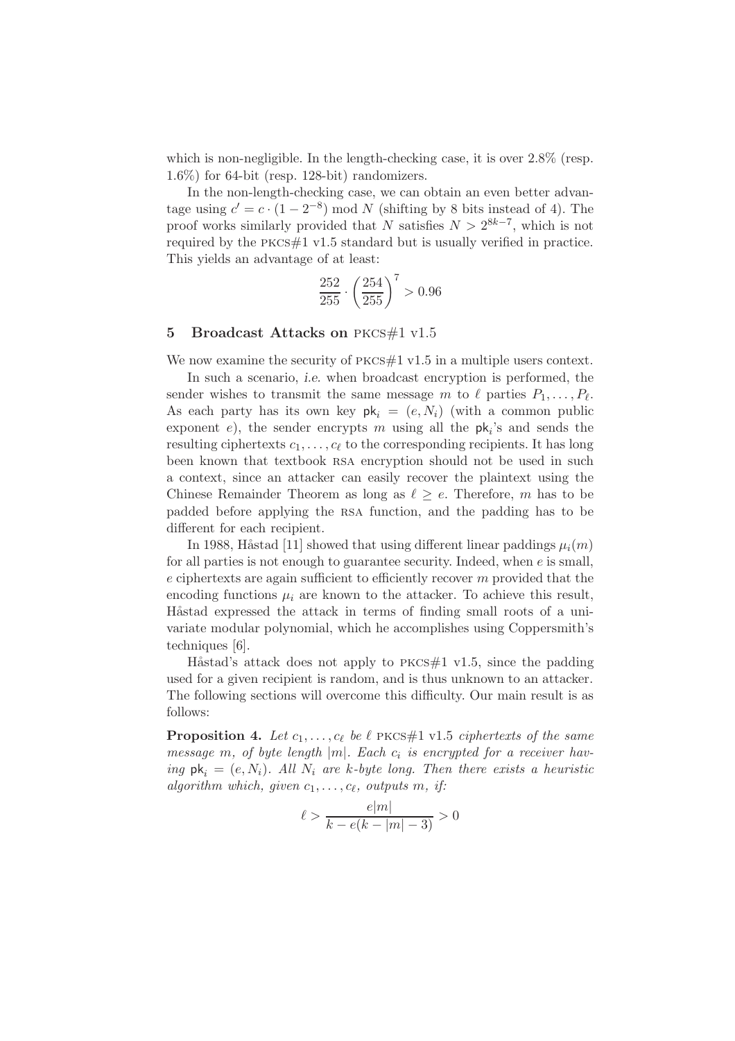which is non-negligible. In the length-checking case, it is over 2.8% (resp. 1.6%) for 64-bit (resp. 128-bit) randomizers.

In the non-length-checking case, we can obtain an even better advantage using $c' = c \cdot (1 - 2^{-8}) \bmod N$ (shifting by 8 bits instead of 4). The proof works similarly provided that $N$ satisfies $N > 2^{8k-7}$, which is not required by the PKCS#1 v1.5 standard but is usually verified in practice. This yields an advantage of at least:

$$\frac{252}{255} \cdot \left(\frac{254}{255}\right)^7 > 0.96$$

## 5 Broadcast Attacks on PKCS#1 v1.5

We now examine the security of PKCS#1 v1.5 in a multiple users context.

In such a scenario, *i.e.* when broadcast encryption is performed, the sender wishes to transmit the same message $m$ to $\ell$ parties $P_1, \ldots, P_\ell$. As each party has its own key $\mathsf{pk}_i = (e, N_i)$ (with a common public exponent $e$), the sender encrypts $m$ using all the $\mathsf{pk}_i$'s and sends the resulting ciphertexts $c_1, \ldots, c_\ell$ to the corresponding recipients. It has long been known that textbook RSA encryption should not be used in such a context, since an attacker can easily recover the plaintext using the Chinese Remainder Theorem as long as $\ell \geq e$. Therefore, $m$ has to be padded before applying the RSA function, and the padding has to be different for each recipient.

In 1988, Håstad [11] showed that using different linear paddings $\mu_i(m)$ for all parties is not enough to guarantee security. Indeed, when $e$ is small, $e$ ciphertexts are again sufficient to efficiently recover $m$ provided that the encoding functions $\mu_i$ are known to the attacker. To achieve this result, Håstad expressed the attack in terms of finding small roots of a univariate modular polynomial, which he accomplishes using Coppersmith's techniques [6].

Håstad's attack does not apply to PKCS#1 v1.5, since the padding used for a given recipient is random, and is thus unknown to an attacker. The following sections will overcome this difficulty. Our main result is as follows:

**Proposition 4.** *Let $c_1, \ldots, c_\ell$ be $\ell$ PKCS#1 v1.5 ciphertexts of the same message $m$, of byte length $|m|$. Each $c_i$ is encrypted for a receiver having $\mathsf{pk}_i = (e, N_i)$. All $N_i$ are $k$-byte long. Then there exists a heuristic algorithm which, given $c_1, \ldots, c_\ell$, outputs $m$, if:*

$$\ell > \frac{e|m|}{k - e(k - |m| - 3)} > 0$$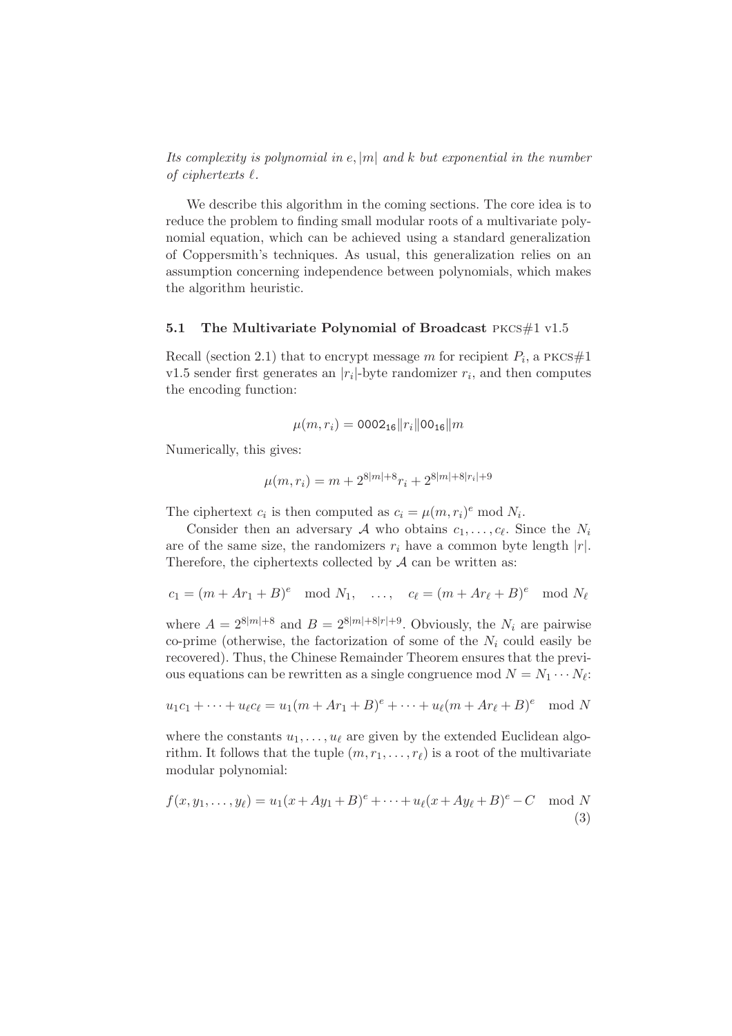*Its complexity is polynomial in $e, |m|$ and $k$ but exponential in the number of ciphertexts $\ell$.*

We describe this algorithm in the coming sections. The core idea is to reduce the problem to finding small modular roots of a multivariate polynomial equation, which can be achieved using a standard generalization of Coppersmith's techniques. As usual, this generalization relies on an assumption concerning independence between polynomials, which makes the algorithm heuristic.

### 5.1 The Multivariate Polynomial of Broadcast PKCS#1 v1.5

Recall (section 2.1) that to encrypt message $m$ for recipient $P_i$, a PKCS#1 v1.5 sender first generates an $|r_i|$-byte randomizer $r_i$, and then computes the encoding function:

$$\mu(m, r_i) = \mathsf{0002_{16}} \| r_i \| \mathsf{00_{16}} \| m$$

Numerically, this gives:

$$\mu(m, r_i) = m + 2^{8|m|+8} r_i + 2^{8|m|+8|r_i|+9}$$

The ciphertext $c_i$ is then computed as $c_i = \mu(m, r_i)^e \bmod N_i$.

Consider then an adversary $\mathcal{A}$ who obtains $c_1, \ldots, c_\ell$. Since the $N_i$ are of the same size, the randomizers $r_i$ have a common byte length $|r|$. Therefore, the ciphertexts collected by $\mathcal{A}$ can be written as:

$$c_1 = (m + Ar_1 + B)^e \mod N_1, \quad \ldots, \quad c_\ell = (m + Ar_\ell + B)^e \mod N_\ell$$

where $A = 2^{8|m|+8}$ and $B = 2^{8|m|+8|r|+9}$. Obviously, the $N_i$ are pairwise co-prime (otherwise, the factorization of some of the $N_i$ could easily be recovered). Thus, the Chinese Remainder Theorem ensures that the previous equations can be rewritten as a single congruence mod $N = N_1 \cdots N_\ell$:

$$u_1 c_1 + \cdots + u_\ell c_\ell = u_1 (m + Ar_1 + B)^e + \cdots + u_\ell (m + Ar_\ell + B)^e \mod N$$

where the constants $u_1, \ldots, u_\ell$ are given by the extended Euclidean algorithm. It follows that the tuple $(m, r_1, \ldots, r_\ell)$ is a root of the multivariate modular polynomial:

$$f(x, y_1, \ldots, y_\ell) = u_1 (x + Ay_1 + B)^e + \cdots + u_\ell (x + Ay_\ell + B)^e - C \mod N \quad (3)$$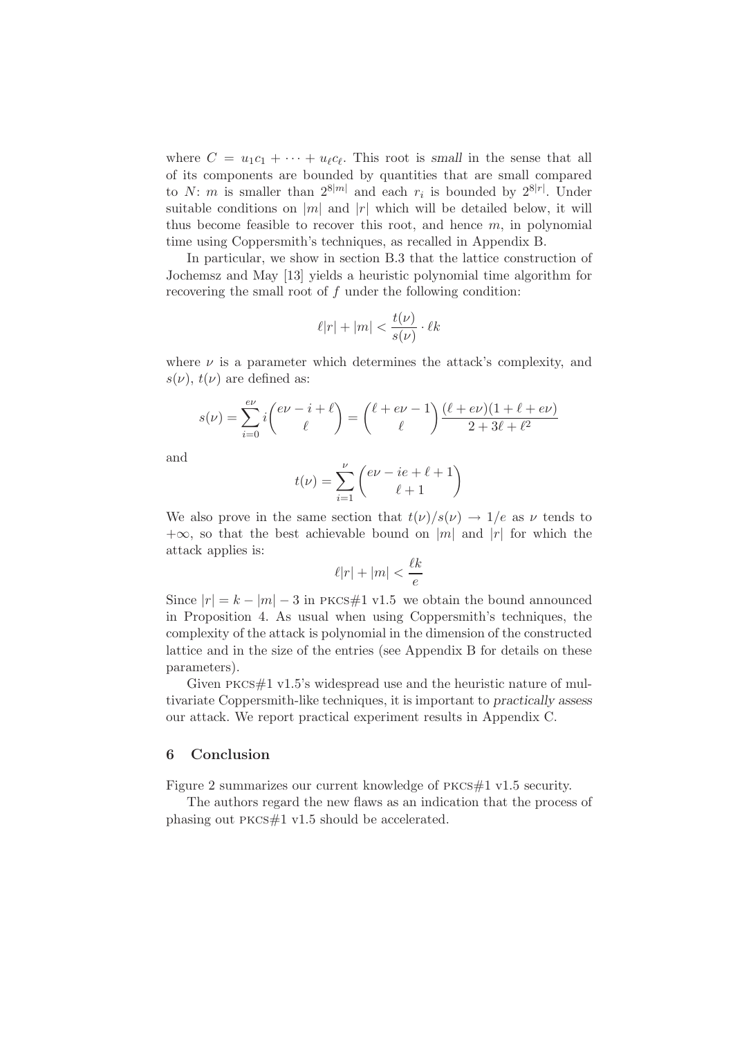where $C = u_1 c_1 + \cdots + u_\ell c_\ell$. This root is *small* in the sense that all of its components are bounded by quantities that are small compared to $N$: $m$ is smaller than $2^{8|m|}$ and each $r_i$ is bounded by $2^{8|r|}$. Under suitable conditions on $|m|$ and $|r|$ which will be detailed below, it will thus become feasible to recover this root, and hence $m$, in polynomial time using Coppersmith's techniques, as recalled in Appendix B.

In particular, we show in section B.3 that the lattice construction of Jochemsz and May [13] yields a heuristic polynomial time algorithm for recovering the small root of $f$ under the following condition:

$$\ell|r| + |m| < \frac{t(\nu)}{s(\nu)} \cdot \ell k$$

where $\nu$ is a parameter which determines the attack's complexity, and $s(\nu)$, $t(\nu)$ are defined as:

$$s(\nu) = \sum_{i=0}^{e\nu} i \binom{e\nu - i + \ell}{\ell} = \binom{\ell + e\nu - 1}{\ell} \frac{(\ell + e\nu)(1 + \ell + e\nu)}{2 + 3\ell + \ell^2}$$

and

$$t(\nu) = \sum_{i=1}^{\nu} \binom{e\nu - ie + \ell + 1}{\ell + 1}$$

We also prove in the same section that $t(\nu)/s(\nu) \to 1/e$ as $\nu$ tends to $+\infty$, so that the best achievable bound on $|m|$ and $|r|$ for which the attack applies is:

$$\ell|r| + |m| < \frac{\ell k}{e}$$

Since $|r| = k - |m| - 3$ in PKCS#1 v1.5 we obtain the bound announced in Proposition 4. As usual when using Coppersmith's techniques, the complexity of the attack is polynomial in the dimension of the constructed lattice and in the size of the entries (see Appendix B for details on these parameters).

Given PKCS#1 v1.5's widespread use and the heuristic nature of multivariate Coppersmith-like techniques, it is important to *practically assess* our attack. We report practical experiment results in Appendix C.

## 6 Conclusion

Figure 2 summarizes our current knowledge of PKCS#1 v1.5 security.

The authors regard the new flaws as an indication that the process of phasing out PKCS#1 v1.5 should be accelerated.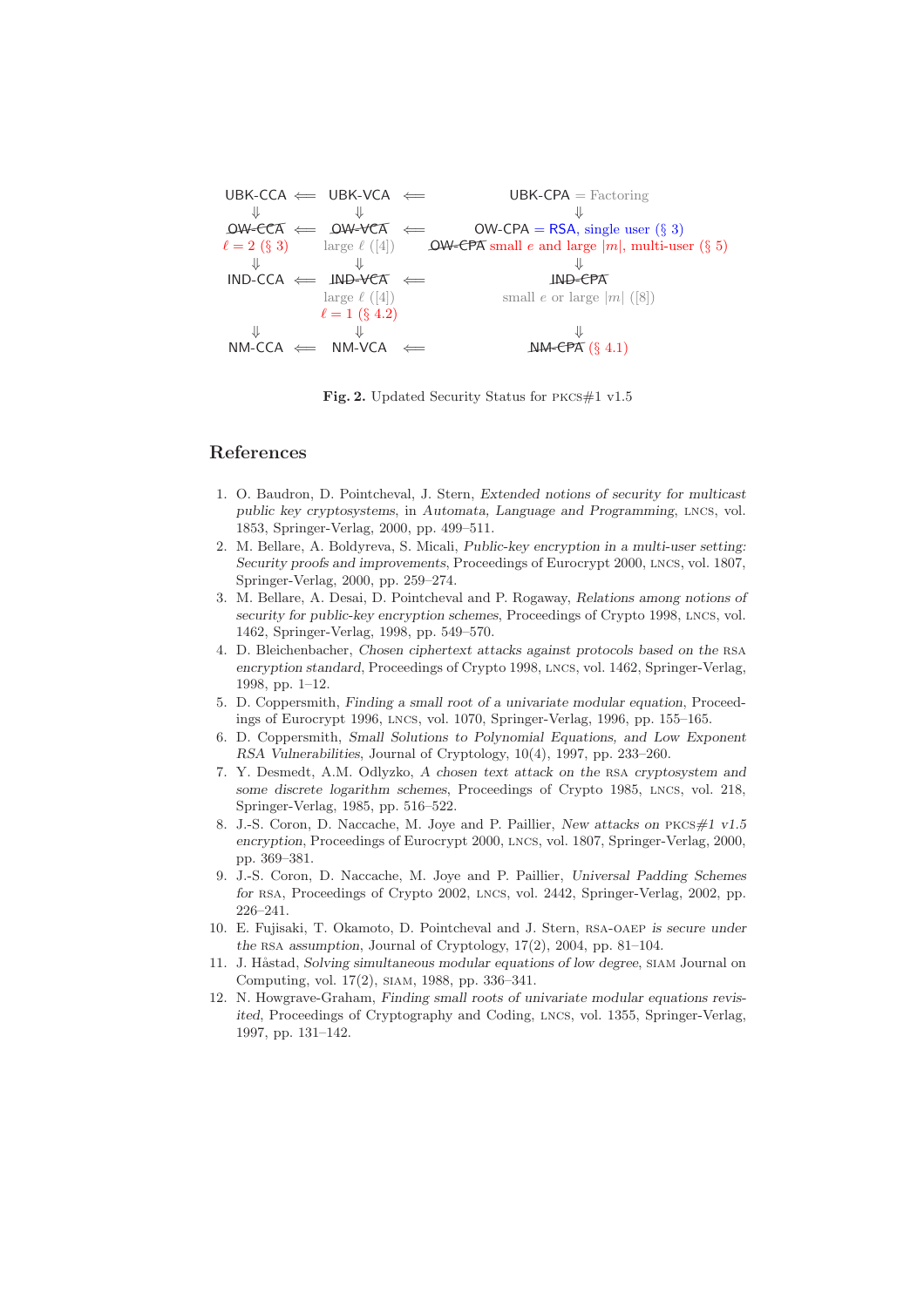| UBK-CCA | ⟸ | UBK-VCA | ⟸ | UBK-CPA = Factoring |
|---|---|---|---|---|
| ⇓ | | ⇓ | | ⇓ |
| ~~OW-CCA~~ $\ell = 2$ (§ 3) | ⟸ | ~~OW-VCA~~ large $\ell$ ([4]) | ⟸ | OW-CPA = RSA, single user (§ 3) ~~OW-CPA~~ small $e$ and large $\|m\|$, multi-user (§ 5) |
| ⇓ | | ⇓ | | ⇓ |
| IND-CCA | ⟸ | ~~IND-VCA~~ large $\ell$ ([4]) $\ell = 1$ (§ 4.2) | ⟸ | ~~IND-CPA~~ small $e$ or large $\|m\|$ ([8]) |
| ⇓ | | ⇓ | | ⇓ |
| NM-CCA | ⟸ | NM-VCA | ⟸ | ~~NM-CPA~~ (§ 4.1) |

**Fig. 2.** Updated Security Status for PKCS#1 v1.5

## References

1. O. Baudron, D. Pointcheval, J. Stern, *Extended notions of security for multicast public key cryptosystems*, in *Automata, Language and Programming*, LNCS, vol. 1853, Springer-Verlag, 2000, pp. 499–511.
2. M. Bellare, A. Boldyreva, S. Micali, *Public-key encryption in a multi-user setting: Security proofs and improvements*, Proceedings of Eurocrypt 2000, LNCS, vol. 1807, Springer-Verlag, 2000, pp. 259–274.
3. M. Bellare, A. Desai, D. Pointcheval and P. Rogaway, *Relations among notions of security for public-key encryption schemes*, Proceedings of Crypto 1998, LNCS, vol. 1462, Springer-Verlag, 1998, pp. 549–570.
4. D. Bleichenbacher, *Chosen ciphertext attacks against protocols based on the* RSA *encryption standard*, Proceedings of Crypto 1998, LNCS, vol. 1462, Springer-Verlag, 1998, pp. 1–12.
5. D. Coppersmith, *Finding a small root of a univariate modular equation*, Proceedings of Eurocrypt 1996, LNCS, vol. 1070, Springer-Verlag, 1996, pp. 155–165.
6. D. Coppersmith, *Small Solutions to Polynomial Equations, and Low Exponent RSA Vulnerabilities*, Journal of Cryptology, 10(4), 1997, pp. 233–260.
7. Y. Desmedt, A.M. Odlyzko, *A chosen text attack on the* RSA *cryptosystem and some discrete logarithm schemes*, Proceedings of Crypto 1985, LNCS, vol. 218, Springer-Verlag, 1985, pp. 516–522.
8. J.-S. Coron, D. Naccache, M. Joye and P. Paillier, *New attacks on* PKCS*#1 v1.5 encryption*, Proceedings of Eurocrypt 2000, LNCS, vol. 1807, Springer-Verlag, 2000, pp. 369–381.
9. J.-S. Coron, D. Naccache, M. Joye and P. Paillier, *Universal Padding Schemes for* RSA, Proceedings of Crypto 2002, LNCS, vol. 2442, Springer-Verlag, 2002, pp. 226–241.
10. E. Fujisaki, T. Okamoto, D. Pointcheval and J. Stern, RSA-OAEP *is secure under the* RSA *assumption*, Journal of Cryptology, 17(2), 2004, pp. 81–104.
11. J. Håstad, *Solving simultaneous modular equations of low degree*, SIAM Journal on Computing, vol. 17(2), SIAM, 1988, pp. 336–341.
12. N. Howgrave-Graham, *Finding small roots of univariate modular equations revisited*, Proceedings of Cryptography and Coding, LNCS, vol. 1355, Springer-Verlag, 1997, pp. 131–142.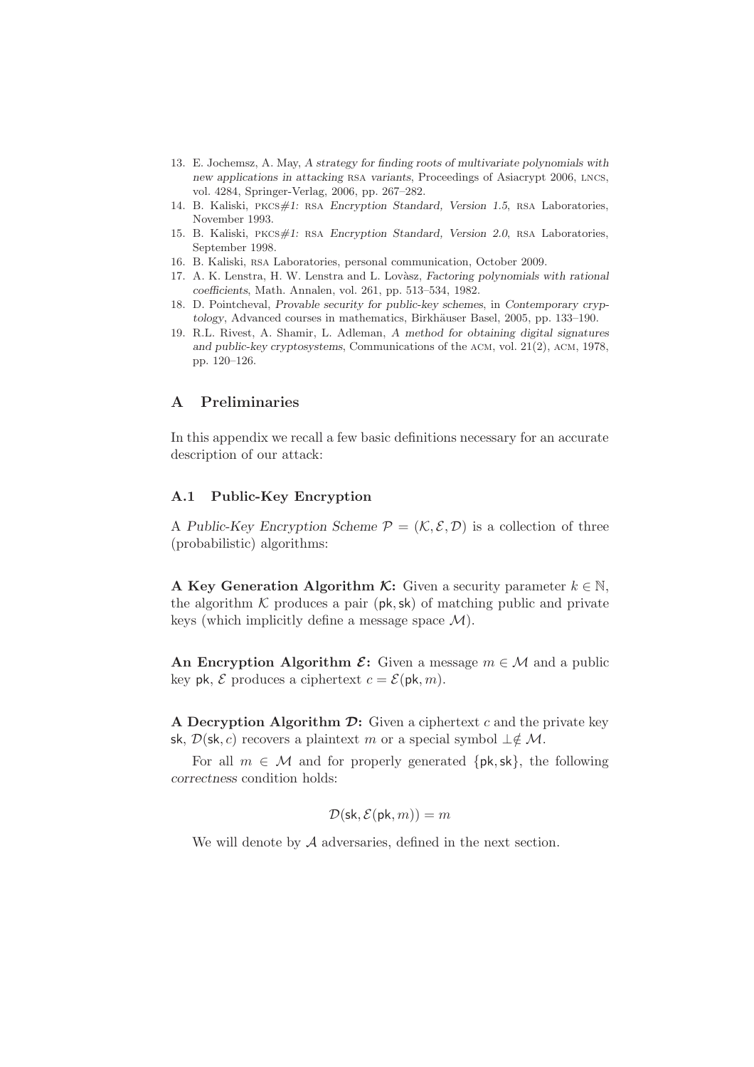13. E. Jochemsz, A. May, *A strategy for finding roots of multivariate polynomials with new applications in attacking* RSA *variants*, Proceedings of Asiacrypt 2006, LNCS, vol. 4284, Springer-Verlag, 2006, pp. 267–282.
14. B. Kaliski, *PKCS#1:* RSA *Encryption Standard, Version 1.5*, RSA Laboratories, November 1993.
15. B. Kaliski, *PKCS#1:* RSA *Encryption Standard, Version 2.0*, RSA Laboratories, September 1998.
16. B. Kaliski, RSA Laboratories, personal communication, October 2009.
17. A. K. Lenstra, H. W. Lenstra and L. Lovàsz, *Factoring polynomials with rational coefficients*, Math. Annalen, vol. 261, pp. 513–534, 1982.
18. D. Pointcheval, *Provable security for public-key schemes*, in *Contemporary cryptology*, Advanced courses in mathematics, Birkhäuser Basel, 2005, pp. 133–190.
19. R.L. Rivest, A. Shamir, L. Adleman, *A method for obtaining digital signatures and public-key cryptosystems*, Communications of the ACM, vol. 21(2), ACM, 1978, pp. 120–126.

# A Preliminaries

In this appendix we recall a few basic definitions necessary for an accurate description of our attack:

## A.1 Public-Key Encryption

A *Public-Key Encryption Scheme* $\mathcal{P} = (\mathcal{K}, \mathcal{E}, \mathcal{D})$ is a collection of three (probabilistic) algorithms:

**A Key Generation Algorithm $\mathcal{K}$:** Given a security parameter $k \in \mathbb{N}$, the algorithm $\mathcal{K}$ produces a pair $(\mathsf{pk}, \mathsf{sk})$ of matching public and private keys (which implicitly define a message space $\mathcal{M}$).

**An Encryption Algorithm $\mathcal{E}$:** Given a message $m \in \mathcal{M}$ and a public key $\mathsf{pk}$, $\mathcal{E}$ produces a ciphertext $c = \mathcal{E}(\mathsf{pk}, m)$.

**A Decryption Algorithm $\mathcal{D}$:** Given a ciphertext $c$ and the private key $\mathsf{sk}$, $\mathcal{D}(\mathsf{sk}, c)$ recovers a plaintext $m$ or a special symbol $\perp \notin \mathcal{M}$.

For all $m \in \mathcal{M}$ and for properly generated $\{\mathsf{pk}, \mathsf{sk}\}$, the following *correctness* condition holds:

$$\mathcal{D}(\mathsf{sk}, \mathcal{E}(\mathsf{pk}, m)) = m$$

We will denote by $\mathcal{A}$ adversaries, defined in the next section.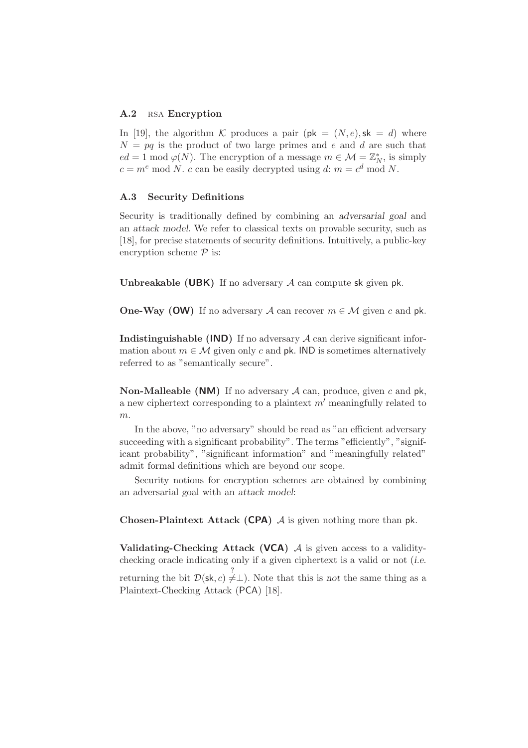### A.2 RSA Encryption

In [19], the algorithm $\mathcal{K}$ produces a pair $(\mathsf{pk} = (N, e), \mathsf{sk} = d)$ where $N = pq$ is the product of two large primes and $e$ and $d$ are such that $ed = 1 \bmod \varphi(N)$. The encryption of a message $m \in \mathcal{M} = \mathbb{Z}_N^*$, is simply $c = m^e \bmod N$. $c$ can be easily decrypted using $d$: $m = c^d \bmod N$.

### A.3 Security Definitions

Security is traditionally defined by combining an *adversarial goal* and an *attack model*. We refer to classical texts on provable security, such as [18], for precise statements of security definitions. Intuitively, a public-key encryption scheme $\mathcal{P}$ is:

**Unbreakable (UBK)** If no adversary $\mathcal{A}$ can compute sk given pk.

**One-Way (OW)** If no adversary $\mathcal{A}$ can recover $m \in \mathcal{M}$ given $c$ and pk.

**Indistinguishable (IND)** If no adversary $\mathcal{A}$ can derive significant information about $m \in \mathcal{M}$ given only $c$ and pk. IND is sometimes alternatively referred to as "semantically secure".

**Non-Malleable (NM)** If no adversary $\mathcal{A}$ can, produce, given $c$ and pk, a new ciphertext corresponding to a plaintext $m'$ meaningfully related to $m$.

In the above, "no adversary" should be read as "an efficient adversary succeeding with a significant probability". The terms "efficiently", "significant probability", "significant information" and "meaningfully related" admit formal definitions which are beyond our scope.

Security notions for encryption schemes are obtained by combining an adversarial goal with an *attack model*:

**Chosen-Plaintext Attack (CPA)** $\mathcal{A}$ is given nothing more than pk.

**Validating-Checking Attack (VCA)** $\mathcal{A}$ is given access to a validity-checking oracle indicating only if a given ciphertext is a valid or not (*i.e.* returning the bit $\mathcal{D}(\mathsf{sk}, c) \stackrel{?}{\neq} \perp$). Note that this is *not* the same thing as a Plaintext-Checking Attack (PCA) [18].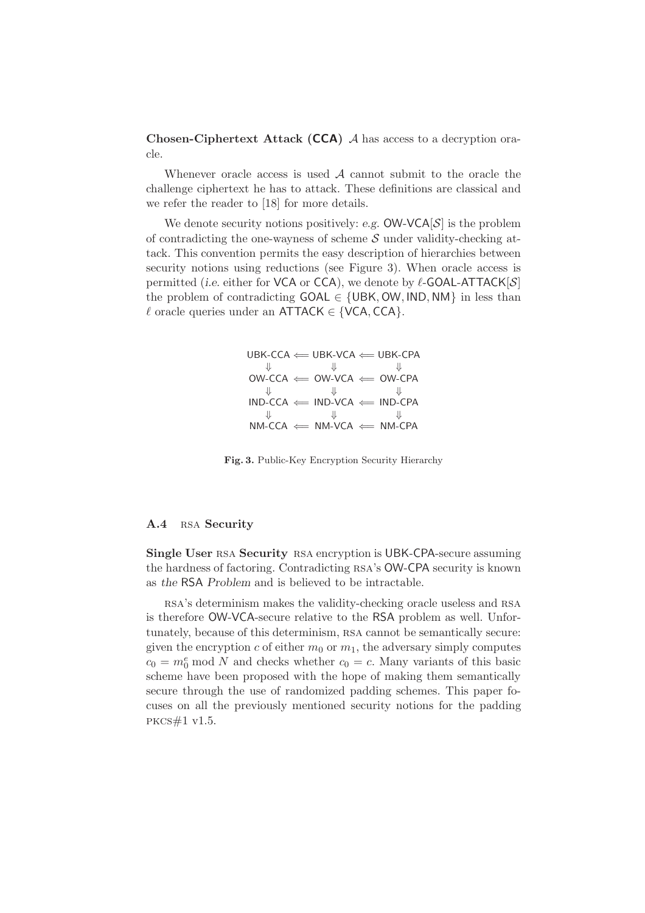**Chosen-Ciphertext Attack (CCA)** $\mathcal{A}$ has access to a decryption oracle.

Whenever oracle access is used $\mathcal{A}$ cannot submit to the oracle the challenge ciphertext he has to attack. These definitions are classical and we refer the reader to [18] for more details.

We denote security notions positively: *e.g.* OW-VCA[$\mathcal{S}$] is the problem of contradicting the one-wayness of scheme $\mathcal{S}$ under validity-checking attack. This convention permits the easy description of hierarchies between security notions using reductions (see Figure 3). When oracle access is permitted (*i.e.* either for VCA or CCA), we denote by $\ell$-GOAL-ATTACK[$\mathcal{S}$] the problem of contradicting GOAL $\in$ {UBK, OW, IND, NM} in less than $\ell$ oracle queries under an ATTACK $\in$ {VCA, CCA}.

$$
\begin{array}{ccccc}
\mathsf{UBK\text{-}CCA} & \Longleftarrow & \mathsf{UBK\text{-}VCA} & \Longleftarrow & \mathsf{UBK\text{-}CPA} \\
\Downarrow & & \Downarrow & & \Downarrow \\
\mathsf{OW\text{-}CCA} & \Longleftarrow & \mathsf{OW\text{-}VCA} & \Longleftarrow & \mathsf{OW\text{-}CPA} \\
\Downarrow & & \Downarrow & & \Downarrow \\
\mathsf{IND\text{-}CCA} & \Longleftarrow & \mathsf{IND\text{-}VCA} & \Longleftarrow & \mathsf{IND\text{-}CPA} \\
\Downarrow & & \Downarrow & & \Downarrow \\
\mathsf{NM\text{-}CCA} & \Longleftarrow & \mathsf{NM\text{-}VCA} & \Longleftarrow & \mathsf{NM\text{-}CPA}
\end{array}
$$

**Fig. 3.** Public-Key Encryption Security Hierarchy

### A.4 RSA Security

**Single User RSA Security** RSA encryption is UBK-CPA-secure assuming the hardness of factoring. Contradicting RSA's OW-CPA security is known as *the* RSA *Problem* and is believed to be intractable.

RSA's determinism makes the validity-checking oracle useless and RSA is therefore OW-VCA-secure relative to the RSA problem as well. Unfortunately, because of this determinism, RSA cannot be semantically secure: given the encryption $c$ of either $m_0$ or $m_1$, the adversary simply computes $c_0 = m_0^e \bmod N$ and checks whether $c_0 = c$. Many variants of this basic scheme have been proposed with the hope of making them semantically secure through the use of randomized padding schemes. This paper focuses on all the previously mentioned security notions for the padding PKCS#1 v1.5.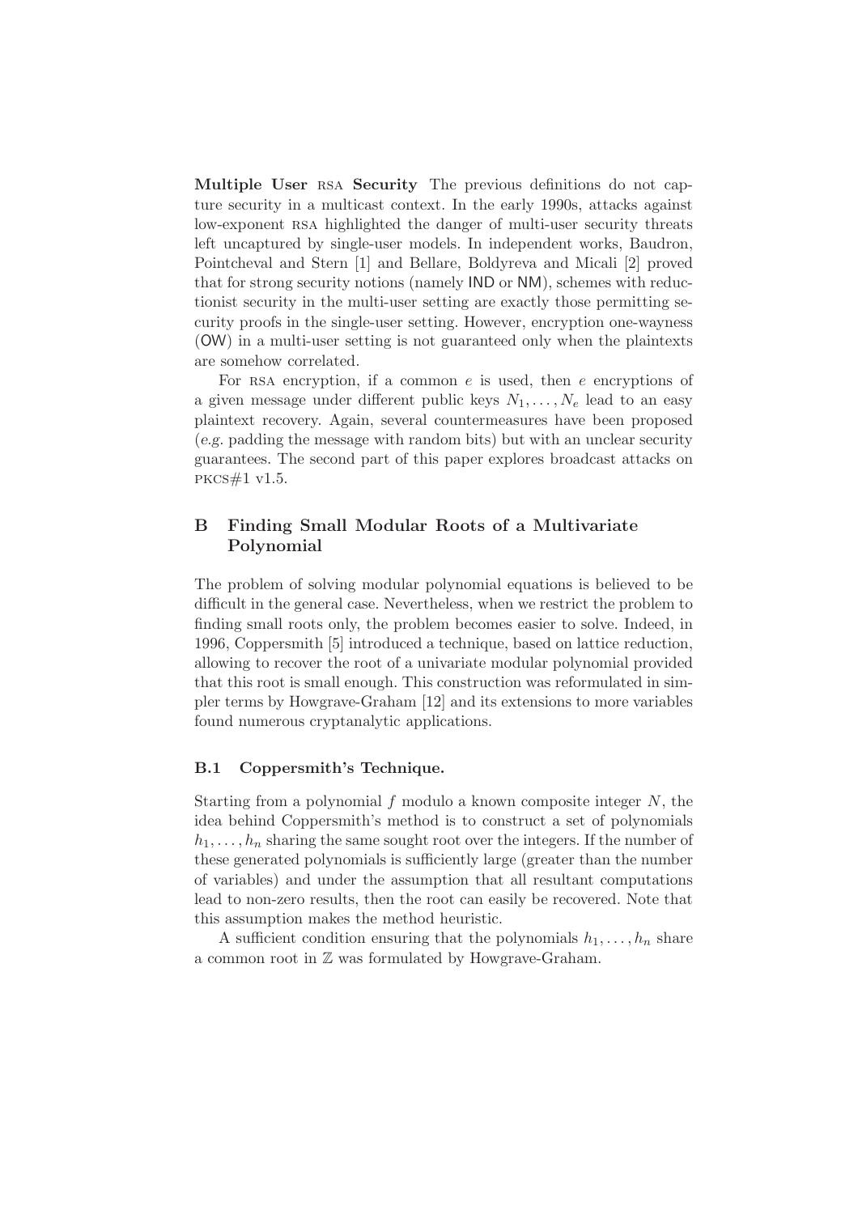**Multiple User RSA Security** The previous definitions do not capture security in a multicast context. In the early 1990s, attacks against low-exponent RSA highlighted the danger of multi-user security threats left uncaptured by single-user models. In independent works, Baudron, Pointcheval and Stern [1] and Bellare, Boldyreva and Micali [2] proved that for strong security notions (namely IND or NM), schemes with reductionist security in the multi-user setting are exactly those permitting security proofs in the single-user setting. However, encryption one-wayness (OW) in a multi-user setting is not guaranteed only when the plaintexts are somehow correlated.

For RSA encryption, if a common $e$ is used, then $e$ encryptions of a given message under different public keys $N_1, \ldots, N_e$ lead to an easy plaintext recovery. Again, several countermeasures have been proposed (*e.g.* padding the message with random bits) but with an unclear security guarantees. The second part of this paper explores broadcast attacks on PKCS#1 v1.5.

## B Finding Small Modular Roots of a Multivariate Polynomial

The problem of solving modular polynomial equations is believed to be difficult in the general case. Nevertheless, when we restrict the problem to finding small roots only, the problem becomes easier to solve. Indeed, in 1996, Coppersmith [5] introduced a technique, based on lattice reduction, allowing to recover the root of a univariate modular polynomial provided that this root is small enough. This construction was reformulated in simpler terms by Howgrave-Graham [12] and its extensions to more variables found numerous cryptanalytic applications.

### B.1 Coppersmith's Technique.

Starting from a polynomial $f$ modulo a known composite integer $N$, the idea behind Coppersmith's method is to construct a set of polynomials $h_1, \ldots, h_n$ sharing the same sought root over the integers. If the number of these generated polynomials is sufficiently large (greater than the number of variables) and under the assumption that all resultant computations lead to non-zero results, then the root can easily be recovered. Note that this assumption makes the method heuristic.

A sufficient condition ensuring that the polynomials $h_1, \ldots, h_n$ share a common root in $\mathbb{Z}$ was formulated by Howgrave-Graham.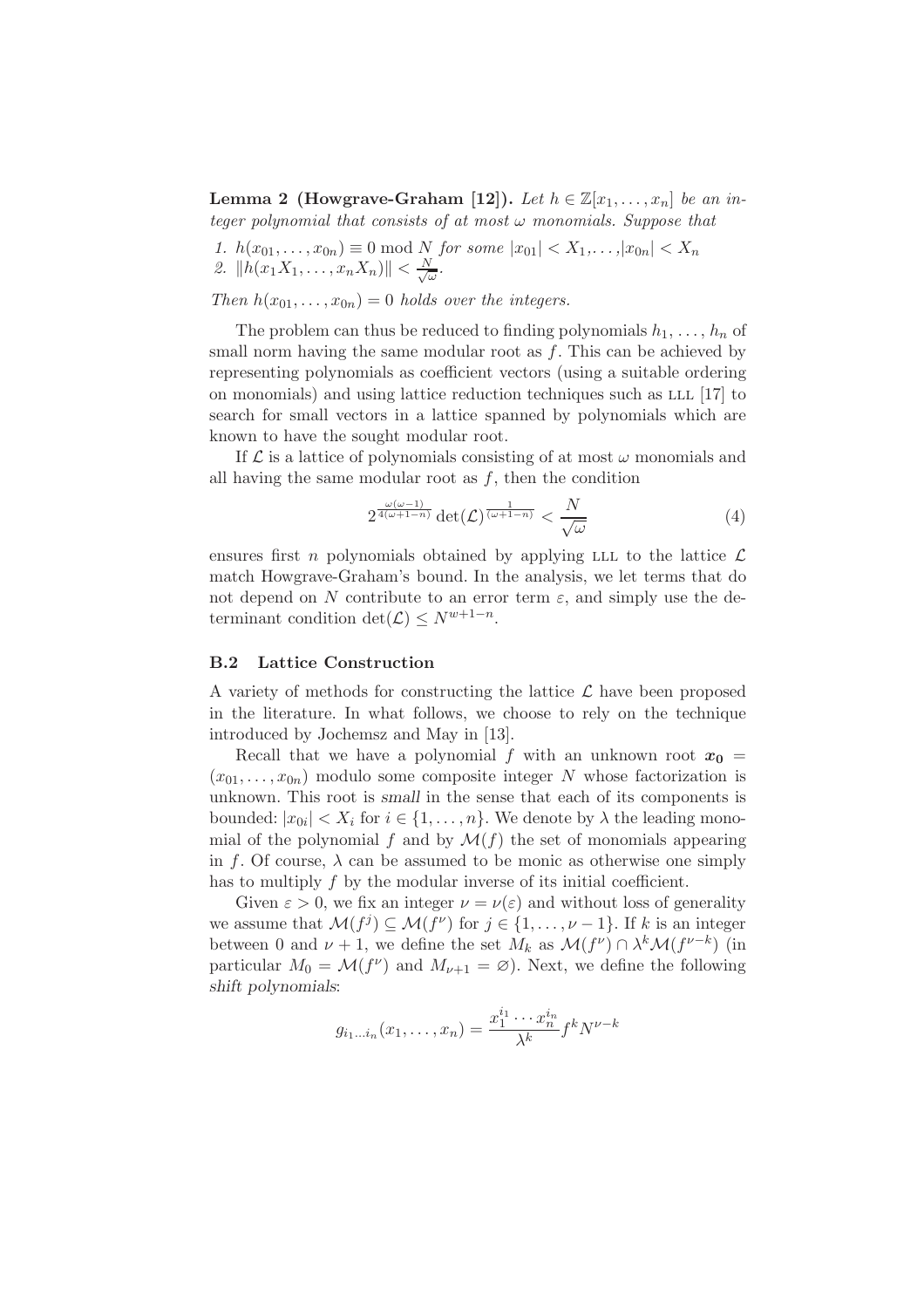**Lemma 2 (Howgrave-Graham [12]).** *Let $h \in \mathbb{Z}[x_1, \dots, x_n]$ be an integer polynomial that consists of at most $\omega$ monomials. Suppose that*

1. $h(x_{01}, \dots, x_{0n}) \equiv 0 \bmod N$ *for some* $|x_{01}| < X_1, \dots, |x_{0n}| < X_n$
2. $\|h(x_1 X_1, \dots, x_n X_n)\| < \frac{N}{\sqrt{\omega}}$.

*Then $h(x_{01}, \dots, x_{0n}) = 0$ holds over the integers.*

The problem can thus be reduced to finding polynomials $h_1, \dots, h_n$ of small norm having the same modular root as $f$. This can be achieved by representing polynomials as coefficient vectors (using a suitable ordering on monomials) and using lattice reduction techniques such as LLL [17] to search for small vectors in a lattice spanned by polynomials which are known to have the sought modular root.

If $\mathcal{L}$ is a lattice of polynomials consisting of at most $\omega$ monomials and all having the same modular root as $f$, then the condition

$$2^{\frac{\omega(\omega-1)}{4(\omega+1-n)}} \det(\mathcal{L})^{\frac{1}{(\omega+1-n)}} < \frac{N}{\sqrt{\omega}} \tag{4}$$

ensures first $n$ polynomials obtained by applying LLL to the lattice $\mathcal{L}$ match Howgrave-Graham's bound. In the analysis, we let terms that do not depend on $N$ contribute to an error term $\varepsilon$, and simply use the determinant condition $\det(\mathcal{L}) \leq N^{w+1-n}$.

### B.2 Lattice Construction

A variety of methods for constructing the lattice $\mathcal{L}$ have been proposed in the literature. In what follows, we choose to rely on the technique introduced by Jochemsz and May in [13].

Recall that we have a polynomial $f$ with an unknown root $\boldsymbol{x_0} = (x_{01}, \dots, x_{0n})$ modulo some composite integer $N$ whose factorization is unknown. This root is *small* in the sense that each of its components is bounded: $|x_{0i}| < X_i$ for $i \in \{1, \dots, n\}$. We denote by $\lambda$ the leading monomial of the polynomial $f$ and by $\mathcal{M}(f)$ the set of monomials appearing in $f$. Of course, $\lambda$ can be assumed to be monic as otherwise one simply has to multiply $f$ by the modular inverse of its initial coefficient.

Given $\varepsilon > 0$, we fix an integer $\nu = \nu(\varepsilon)$ and without loss of generality we assume that $\mathcal{M}(f^j) \subseteq \mathcal{M}(f^\nu)$ for $j \in \{1, \dots, \nu - 1\}$. If $k$ is an integer between 0 and $\nu + 1$, we define the set $M_k$ as $\mathcal{M}(f^\nu) \cap \lambda^k \mathcal{M}(f^{\nu-k})$ (in particular $M_0 = \mathcal{M}(f^\nu)$ and $M_{\nu+1} = \varnothing$). Next, we define the following *shift polynomials*:

$$g_{i_1 \dots i_n}(x_1, \dots, x_n) = \frac{x_1^{i_1} \cdots x_n^{i_n}}{\lambda^k} f^k N^{\nu-k}$$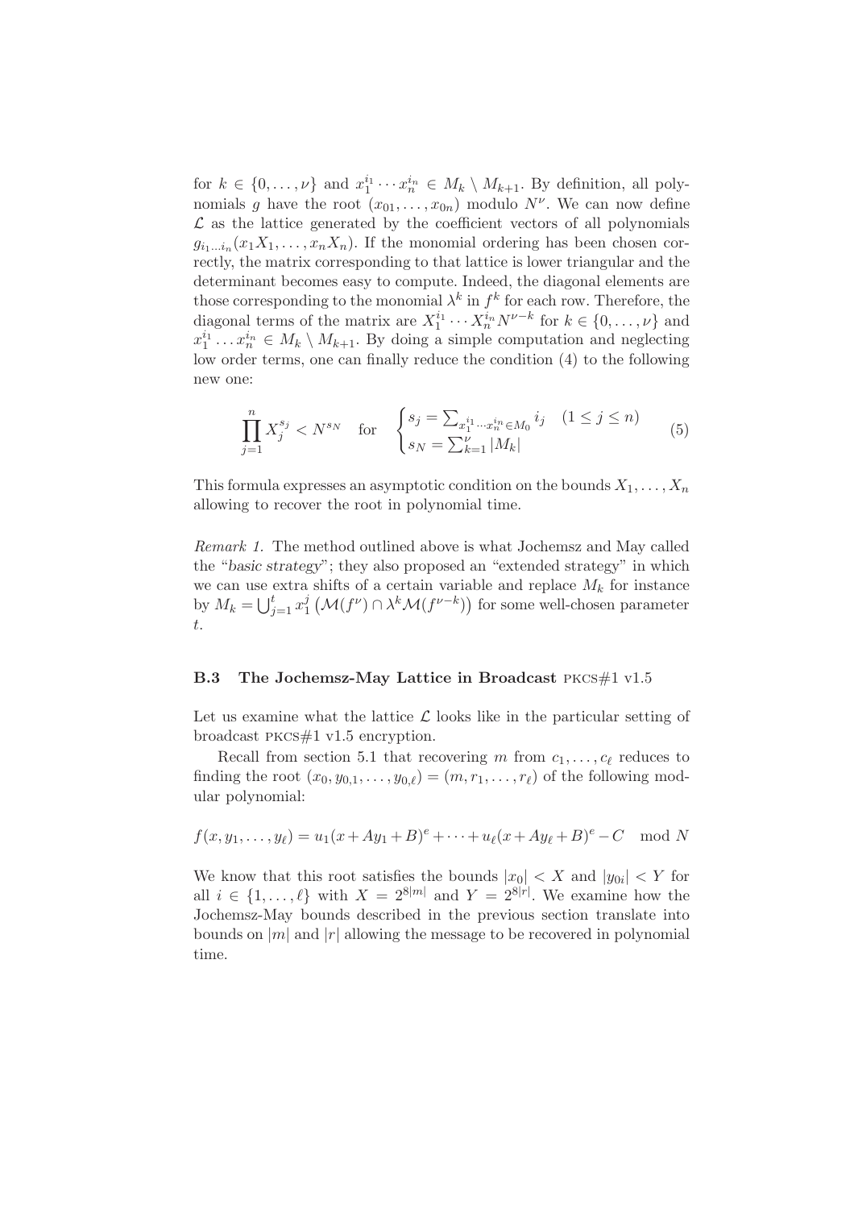for $k \in \{0, \dots, \nu\}$ and $x_1^{i_1} \cdots x_n^{i_n} \in M_k \setminus M_{k+1}$. By definition, all polynomials $g$ have the root $(x_{01}, \dots, x_{0n})$ modulo $N^\nu$. We can now define $\mathcal{L}$ as the lattice generated by the coefficient vectors of all polynomials $g_{i_1 \dots i_n}(x_1 X_1, \dots, x_n X_n)$. If the monomial ordering has been chosen correctly, the matrix corresponding to that lattice is lower triangular and the determinant becomes easy to compute. Indeed, the diagonal elements are those corresponding to the monomial $\lambda^k$ in $f^k$ for each row. Therefore, the diagonal terms of the matrix are $X_1^{i_1} \cdots X_n^{i_n} N^{\nu - k}$ for $k \in \{0, \dots, \nu\}$ and $x_1^{i_1} \dots x_n^{i_n} \in M_k \setminus M_{k+1}$. By doing a simple computation and neglecting low order terms, one can finally reduce the condition (4) to the following new one:

$$\prod_{j=1}^{n} X_j^{s_j} < N^{s_N} \quad \text{for} \quad \begin{cases} s_j = \sum_{x_1^{i_1} \dots x_n^{i_n} \in M_0} i_j & (1 \le j \le n) \\ s_N = \sum_{k=1}^{\nu} |M_k| \end{cases} \tag{5}$$

This formula expresses an asymptotic condition on the bounds $X_1, \dots, X_n$ allowing to recover the root in polynomial time.

*Remark 1.* The method outlined above is what Jochemsz and May called the "*basic strategy*"; they also proposed an "extended strategy" in which we can use extra shifts of a certain variable and replace $M_k$ for instance by $M_k = \bigcup_{j=1}^{t} x_1^j \left( \mathcal{M}(f^\nu) \cap \lambda^k \mathcal{M}(f^{\nu-k}) \right)$ for some well-chosen parameter $t$.

### B.3 The Jochemsz-May Lattice in Broadcast PKCS#1 v1.5

Let us examine what the lattice $\mathcal{L}$ looks like in the particular setting of broadcast PKCS#1 v1.5 encryption.

Recall from section 5.1 that recovering $m$ from $c_1, \dots, c_\ell$ reduces to finding the root $(x_0, y_{0,1}, \dots, y_{0,\ell}) = (m, r_1, \dots, r_\ell)$ of the following modular polynomial:

$$f(x, y_1, \dots, y_\ell) = u_1(x + Ay_1 + B)^e + \dots + u_\ell(x + Ay_\ell + B)^e - C \mod N$$

We know that this root satisfies the bounds $|x_0| < X$ and $|y_{0i}| < Y$ for all $i \in \{1, \dots, \ell\}$ with $X = 2^{8|m|}$ and $Y = 2^{8|r|}$. We examine how the Jochemsz-May bounds described in the previous section translate into bounds on $|m|$ and $|r|$ allowing the message to be recovered in polynomial time.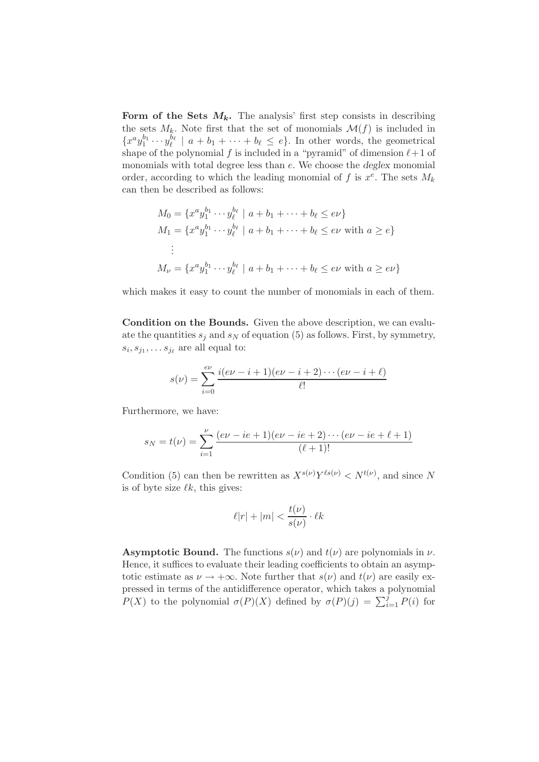**Form of the Sets $M_k$.** The analysis' first step consists in describing the sets $M_k$. Note first that the set of monomials $\mathcal{M}(f)$ is included in $\{x^a y_1^{b_1} \cdots y_\ell^{b_\ell} \mid a + b_1 + \cdots + b_\ell \leq e\}$. In other words, the geometrical shape of the polynomial $f$ is included in a "pyramid" of dimension $\ell+1$ of monomials with total degree less than $e$. We choose the *deglex* monomial order, according to which the leading monomial of $f$ is $x^e$. The sets $M_k$ can then be described as follows:

$$
\begin{aligned}
M_0 &= \{x^a y_1^{b_1} \cdots y_\ell^{b_\ell} \mid a + b_1 + \cdots + b_\ell \leq e\nu\} \\
M_1 &= \{x^a y_1^{b_1} \cdots y_\ell^{b_\ell} \mid a + b_1 + \cdots + b_\ell \leq e\nu \text{ with } a \geq e\} \\
&\ \vdots \\
M_\nu &= \{x^a y_1^{b_1} \cdots y_\ell^{b_\ell} \mid a + b_1 + \cdots + b_\ell \leq e\nu \text{ with } a \geq e\nu\}
\end{aligned}
$$

which makes it easy to count the number of monomials in each of them.

**Condition on the Bounds.** Given the above description, we can evaluate the quantities $s_j$ and $s_N$ of equation (5) as follows. First, by symmetry, $s_i, s_{j_1}, \ldots s_{j_\ell}$ are all equal to:

$$
s(\nu) = \sum_{i=0}^{e\nu} \frac{i(e\nu - i + 1)(e\nu - i + 2)\cdots(e\nu - i + \ell)}{\ell!}
$$

Furthermore, we have:

$$
s_N = t(\nu) = \sum_{i=1}^{\nu} \frac{(e\nu - ie + 1)(e\nu - ie + 2)\cdots(e\nu - ie + \ell + 1)}{(\ell+1)!}
$$

Condition (5) can then be rewritten as $X^{s(\nu)} Y^{\ell s(\nu)} < N^{t(\nu)}$, and since $N$ is of byte size $\ell k$, this gives:

$$
\ell|r| + |m| < \frac{t(\nu)}{s(\nu)} \cdot \ell k
$$

**Asymptotic Bound.** The functions $s(\nu)$ and $t(\nu)$ are polynomials in $\nu$. Hence, it suffices to evaluate their leading coefficients to obtain an asymptotic estimate as $\nu \to +\infty$. Note further that $s(\nu)$ and $t(\nu)$ are easily expressed in terms of the antidifference operator, which takes a polynomial $P(X)$ to the polynomial $\sigma(P)(X)$ defined by $\sigma(P)(j) = \sum_{i=1}^{j} P(i)$ for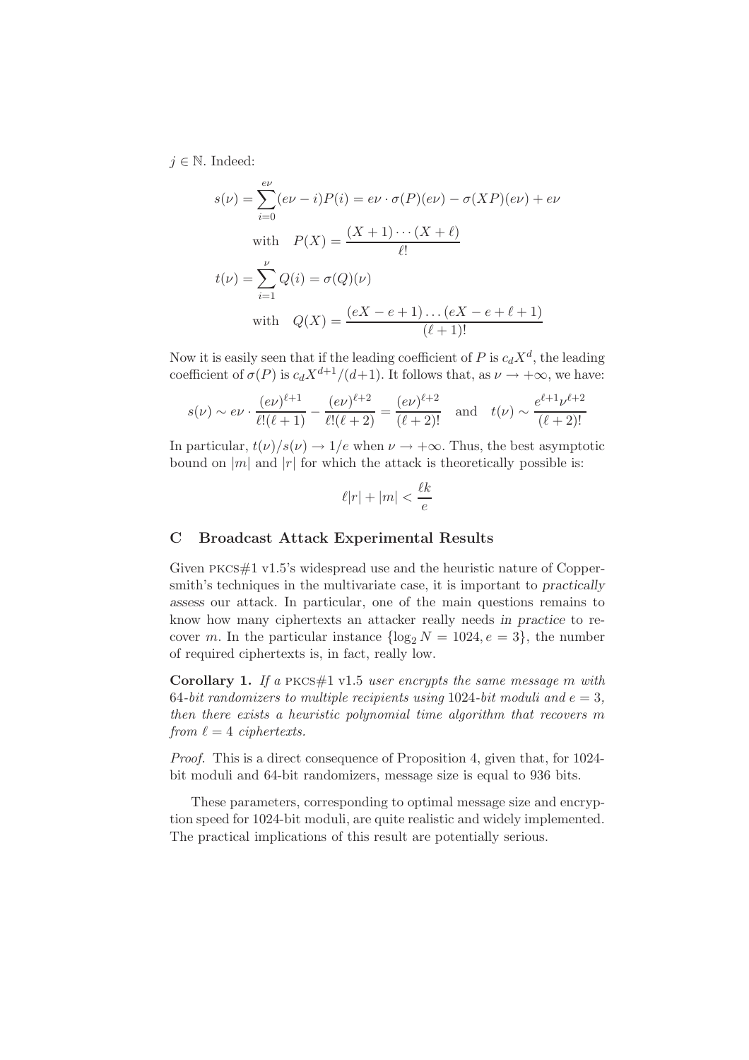$j \in \mathbb{N}$. Indeed:

$$s(\nu) = \sum_{i=0}^{e\nu} (e\nu - i)P(i) = e\nu \cdot \sigma(P)(e\nu) - \sigma(XP)(e\nu) + e\nu$$

$$\text{with} \quad P(X) = \frac{(X+1)\cdots(X+\ell)}{\ell!}$$

$$t(\nu) = \sum_{i=1}^{\nu} Q(i) = \sigma(Q)(\nu)$$

$$\text{with} \quad Q(X) = \frac{(eX - e + 1)\dots(eX - e + \ell + 1)}{(\ell+1)!}$$

Now it is easily seen that if the leading coefficient of $P$ is $c_d X^d$, the leading coefficient of $\sigma(P)$ is $c_d X^{d+1}/(d+1)$. It follows that, as $\nu \to +\infty$, we have:

$$s(\nu) \sim e\nu \cdot \frac{(e\nu)^{\ell+1}}{\ell!(\ell+1)} - \frac{(e\nu)^{\ell+2}}{\ell!(\ell+2)} = \frac{(e\nu)^{\ell+2}}{(\ell+2)!} \quad \text{and} \quad t(\nu) \sim \frac{e^{\ell+1}\nu^{\ell+2}}{(\ell+2)!}$$

In particular, $t(\nu)/s(\nu) \to 1/e$ when $\nu \to +\infty$. Thus, the best asymptotic bound on $|m|$ and $|r|$ for which the attack is theoretically possible is:

$$\ell|r| + |m| < \frac{\ell k}{e}$$

## C Broadcast Attack Experimental Results

Given PKCS#1 v1.5's widespread use and the heuristic nature of Coppersmith's techniques in the multivariate case, it is important to *practically assess* our attack. In particular, one of the main questions remains to know how many ciphertexts an attacker really needs *in practice* to recover $m$. In the particular instance $\{\log_2 N = 1024, e = 3\}$, the number of required ciphertexts is, in fact, really low.

**Corollary 1.** *If a* PKCS#1 v1.5 *user encrypts the same message* $m$ *with* 64*-bit randomizers to multiple recipients using* 1024*-bit moduli and* $e = 3$*, then there exists a heuristic polynomial time algorithm that recovers* $m$ *from* $\ell = 4$ *ciphertexts.*

*Proof.* This is a direct consequence of Proposition 4, given that, for 1024-bit moduli and 64-bit randomizers, message size is equal to 936 bits.

These parameters, corresponding to optimal message size and encryption speed for 1024-bit moduli, are quite realistic and widely implemented. The practical implications of this result are potentially serious.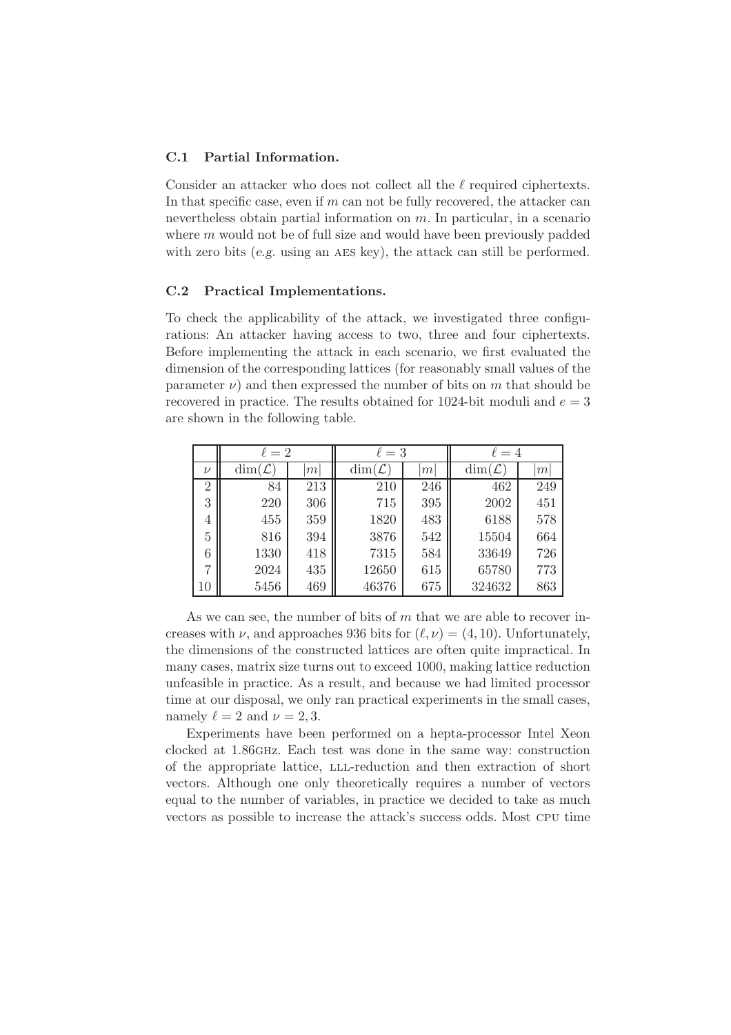### C.1 Partial Information.

Consider an attacker who does not collect all the $\ell$ required ciphertexts. In that specific case, even if $m$ can not be fully recovered, the attacker can nevertheless obtain partial information on $m$. In particular, in a scenario where $m$ would not be of full size and would have been previously padded with zero bits (*e.g.* using an AES key), the attack can still be performed.

### C.2 Practical Implementations.

To check the applicability of the attack, we investigated three configurations: An attacker having access to two, three and four ciphertexts. Before implementing the attack in each scenario, we first evaluated the dimension of the corresponding lattices (for reasonably small values of the parameter $\nu$) and then expressed the number of bits on $m$ that should be recovered in practice. The results obtained for 1024-bit moduli and $e = 3$ are shown in the following table.

| | $\ell = 2$ | | $\ell = 3$ | | $\ell = 4$ | |
|---|---|---|---|---|---|---|
| $\nu$ | $\dim(\mathcal{L})$ | $\lvert m \rvert$ | $\dim(\mathcal{L})$ | $\lvert m \rvert$ | $\dim(\mathcal{L})$ | $\lvert m \rvert$ |
| 2 | 84 | 213 | 210 | 246 | 462 | 249 |
| 3 | 220 | 306 | 715 | 395 | 2002 | 451 |
| 4 | 455 | 359 | 1820 | 483 | 6188 | 578 |
| 5 | 816 | 394 | 3876 | 542 | 15504 | 664 |
| 6 | 1330 | 418 | 7315 | 584 | 33649 | 726 |
| 7 | 2024 | 435 | 12650 | 615 | 65780 | 773 |
| 10 | 5456 | 469 | 46376 | 675 | 324632 | 863 |

As we can see, the number of bits of $m$ that we are able to recover increases with $\nu$, and approaches 936 bits for $(\ell, \nu) = (4, 10)$. Unfortunately, the dimensions of the constructed lattices are often quite impractical. In many cases, matrix size turns out to exceed 1000, making lattice reduction unfeasible in practice. As a result, and because we had limited processor time at our disposal, we only ran practical experiments in the small cases, namely $\ell = 2$ and $\nu = 2, 3$.

Experiments have been performed on a hepta-processor Intel Xeon clocked at 1.86GHz. Each test was done in the same way: construction of the appropriate lattice, LLL-reduction and then extraction of short vectors. Although one only theoretically requires a number of vectors equal to the number of variables, in practice we decided to take as much vectors as possible to increase the attack's success odds. Most CPU time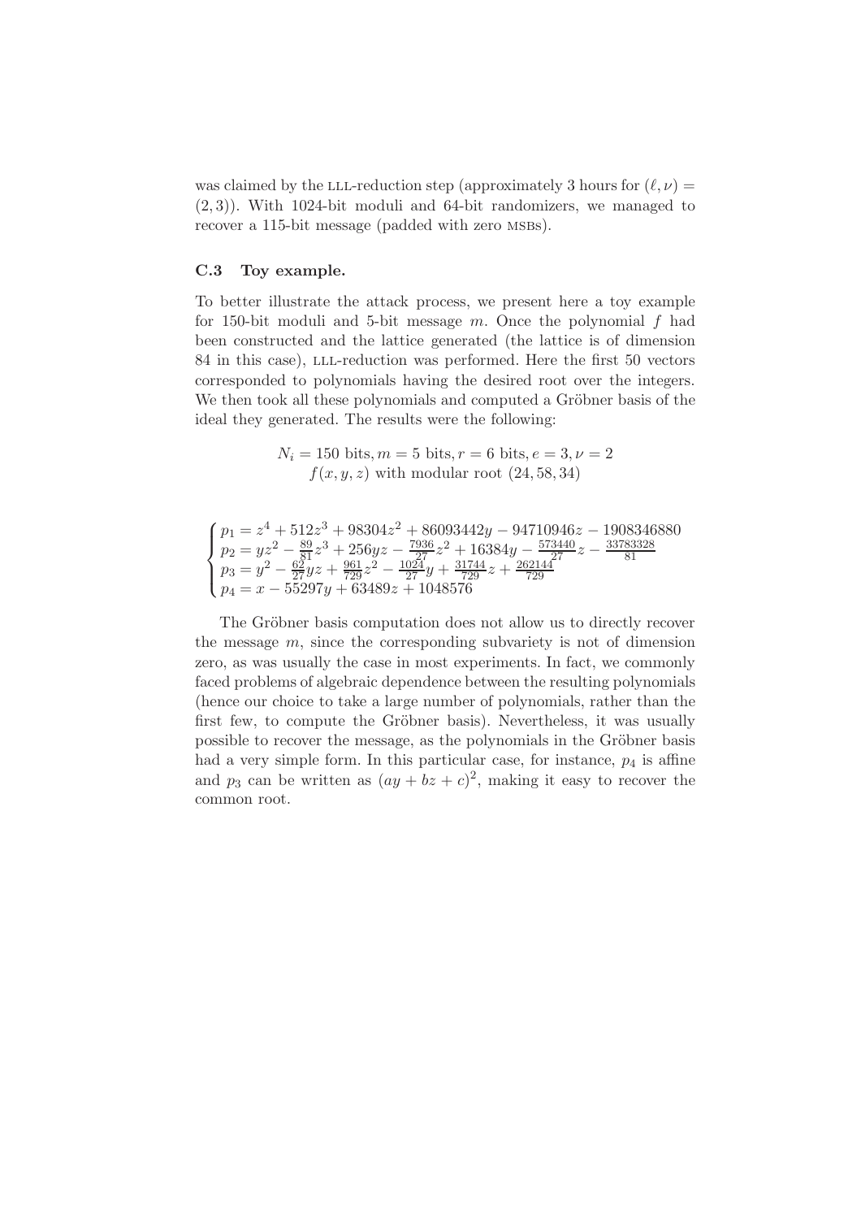was claimed by the LLL-reduction step (approximately 3 hours for $(\ell, \nu) = (2, 3)$). With 1024-bit moduli and 64-bit randomizers, we managed to recover a 115-bit message (padded with zero MSBs).

### C.3 Toy example.

To better illustrate the attack process, we present here a toy example for 150-bit moduli and 5-bit message $m$. Once the polynomial $f$ had been constructed and the lattice generated (the lattice is of dimension 84 in this case), LLL-reduction was performed. Here the first 50 vectors corresponded to polynomials having the desired root over the integers. We then took all these polynomials and computed a Gröbner basis of the ideal they generated. The results were the following:

$$N_i = 150 \text{ bits}, m = 5 \text{ bits}, r = 6 \text{ bits}, e = 3, \nu = 2$$
$$f(x, y, z) \text{ with modular root } (24, 58, 34)$$

$$\begin{cases} p_1 = z^4 + 512z^3 + 98304z^2 + 86093442y - 94710946z - 1908346880 \\ p_2 = yz^2 - \frac{89}{81}z^3 + 256yz - \frac{7936}{27}z^2 + 16384y - \frac{573440}{27}z - \frac{33783328}{81} \\ p_3 = y^2 - \frac{62}{27}yz + \frac{961}{729}z^2 - \frac{1024}{27}y + \frac{31744}{729}z + \frac{262144}{729} \\ p_4 = x - 55297y + 63489z + 1048576 \end{cases}$$

The Gröbner basis computation does not allow us to directly recover the message $m$, since the corresponding subvariety is not of dimension zero, as was usually the case in most experiments. In fact, we commonly faced problems of algebraic dependence between the resulting polynomials (hence our choice to take a large number of polynomials, rather than the first few, to compute the Gröbner basis). Nevertheless, it was usually possible to recover the message, as the polynomials in the Gröbner basis had a very simple form. In this particular case, for instance, $p_4$ is affine and $p_3$ can be written as $(ay + bz + c)^2$, making it easy to recover the common root.